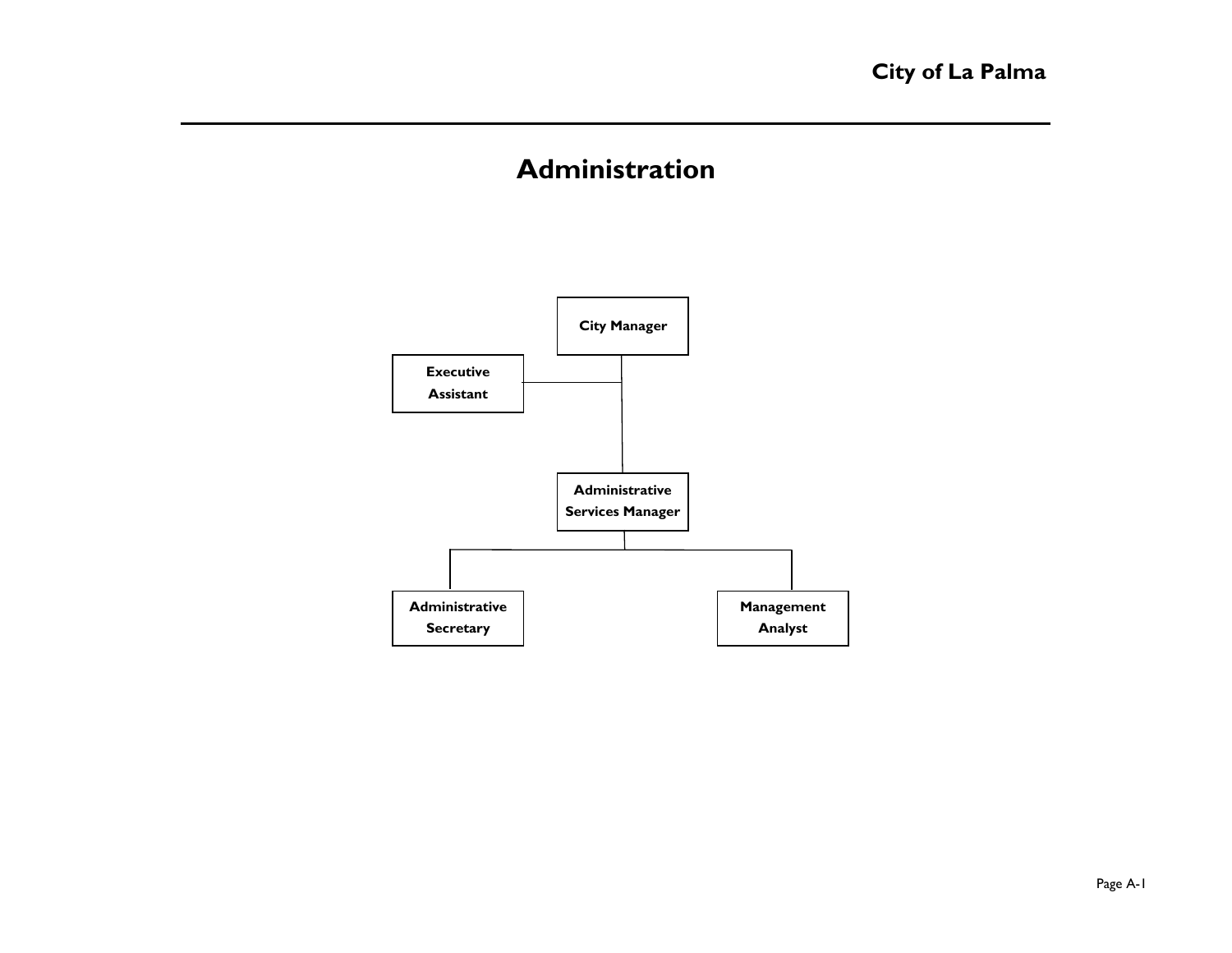# Administration

- City Manager
  - Executive Assistant
  - Administrative Services Manager
    - Administrative Secretary
    - Management Analyst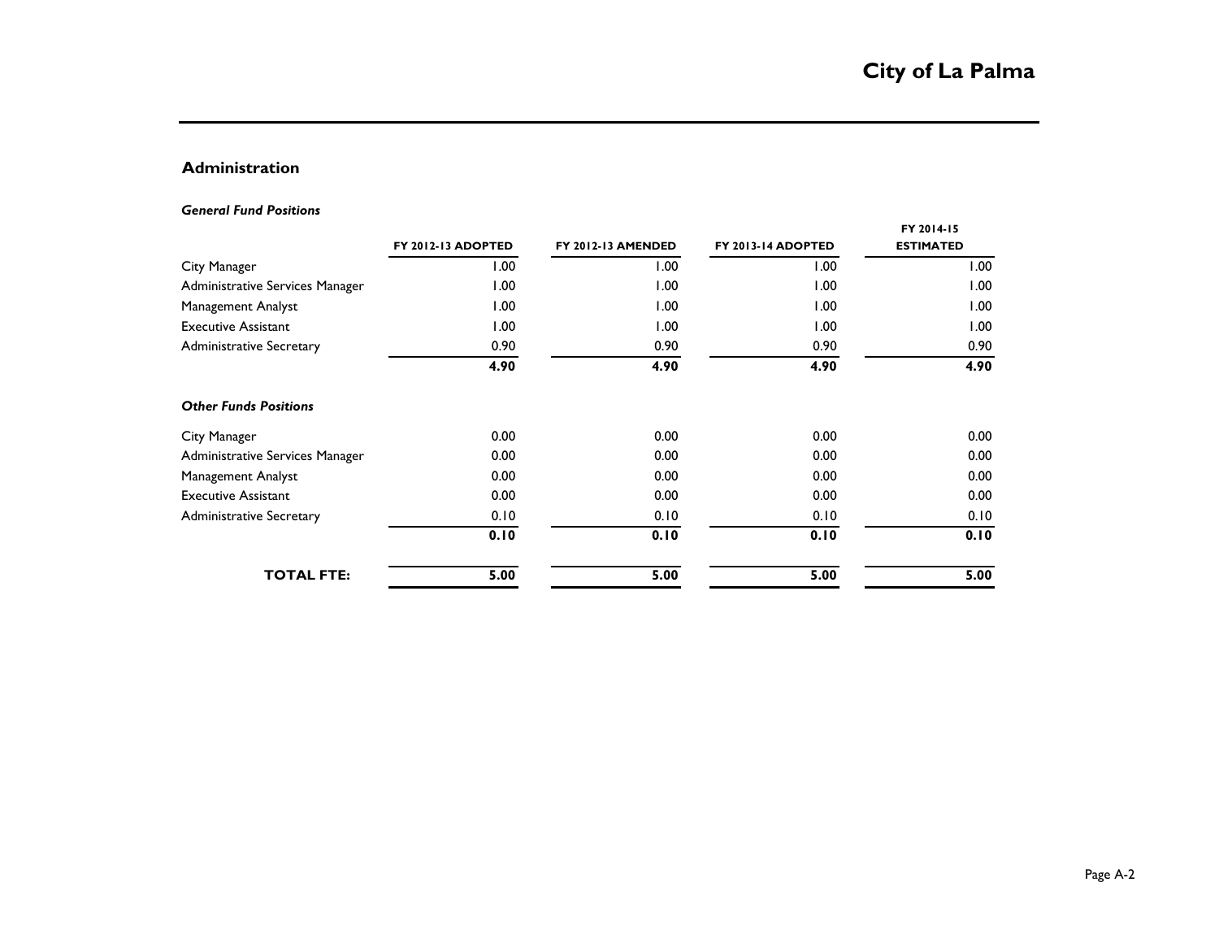## Administration

***General Fund Positions***

| | FY 2012-13 ADOPTED | FY 2012-13 AMENDED | FY 2013-14 ADOPTED | FY 2014-15 ESTIMATED |
|---|---|---|---|---|
| City Manager | 1.00 | 1.00 | 1.00 | 1.00 |
| Administrative Services Manager | 1.00 | 1.00 | 1.00 | 1.00 |
| Management Analyst | 1.00 | 1.00 | 1.00 | 1.00 |
| Executive Assistant | 1.00 | 1.00 | 1.00 | 1.00 |
| Administrative Secretary | 0.90 | 0.90 | 0.90 | 0.90 |
| | **4.90** | **4.90** | **4.90** | **4.90** |

***Other Funds Positions***

| | FY 2012-13 ADOPTED | FY 2012-13 AMENDED | FY 2013-14 ADOPTED | FY 2014-15 ESTIMATED |
|---|---|---|---|---|
| City Manager | 0.00 | 0.00 | 0.00 | 0.00 |
| Administrative Services Manager | 0.00 | 0.00 | 0.00 | 0.00 |
| Management Analyst | 0.00 | 0.00 | 0.00 | 0.00 |
| Executive Assistant | 0.00 | 0.00 | 0.00 | 0.00 |
| Administrative Secretary | 0.10 | 0.10 | 0.10 | 0.10 |
| | **0.10** | **0.10** | **0.10** | **0.10** |
| **TOTAL FTE:** | **5.00** | **5.00** | **5.00** | **5.00** |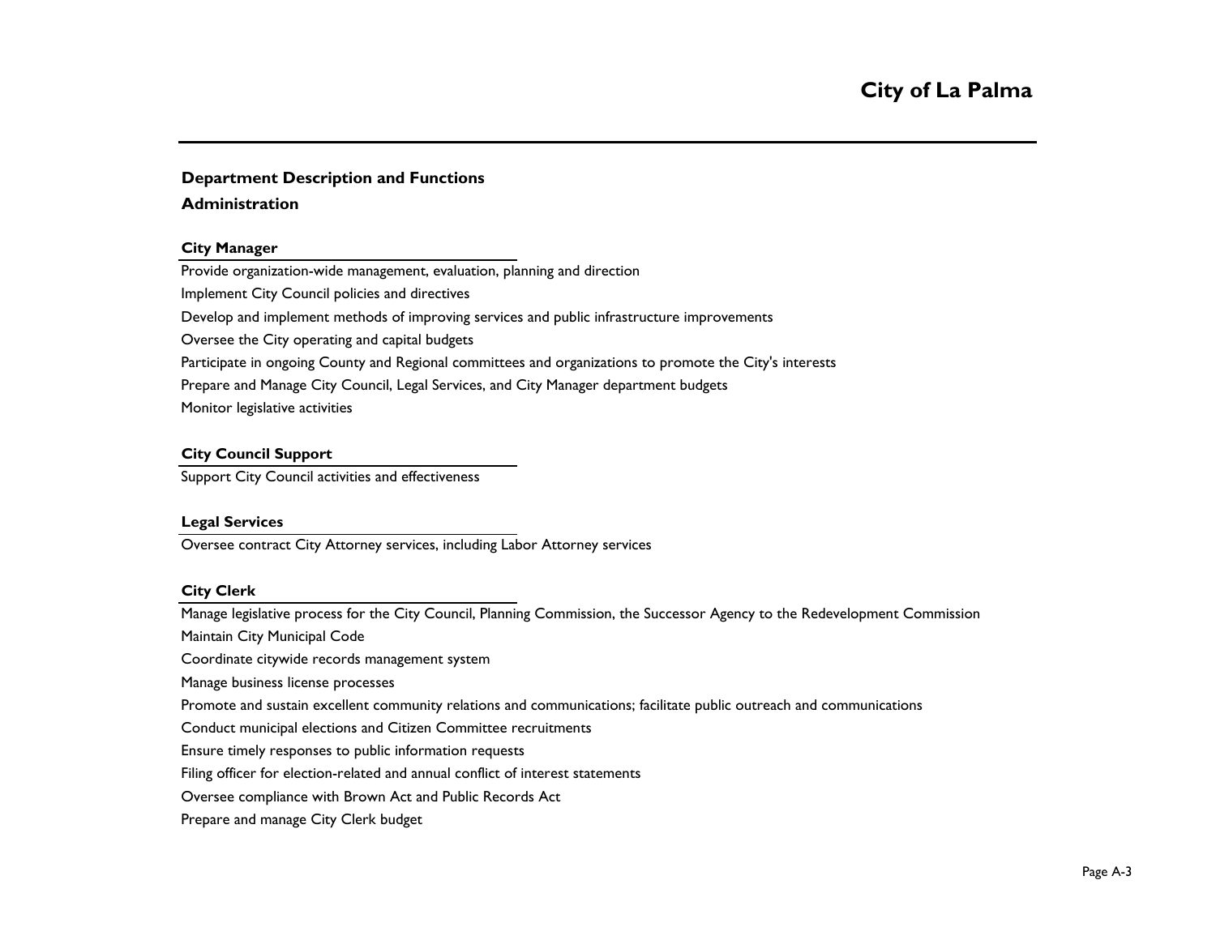# Department Description and Functions

## Administration

### City Manager

Provide organization-wide management, evaluation, planning and direction

Implement City Council policies and directives

Develop and implement methods of improving services and public infrastructure improvements

Oversee the City operating and capital budgets

Participate in ongoing County and Regional committees and organizations to promote the City's interests

Prepare and Manage City Council, Legal Services, and City Manager department budgets

Monitor legislative activities

### City Council Support

Support City Council activities and effectiveness

### Legal Services

Oversee contract City Attorney services, including Labor Attorney services

### City Clerk

Manage legislative process for the City Council, Planning Commission, the Successor Agency to the Redevelopment Commission

Maintain City Municipal Code

Coordinate citywide records management system

Manage business license processes

Promote and sustain excellent community relations and communications; facilitate public outreach and communications

Conduct municipal elections and Citizen Committee recruitments

Ensure timely responses to public information requests

Filing officer for election-related and annual conflict of interest statements

Oversee compliance with Brown Act and Public Records Act

Prepare and manage City Clerk budget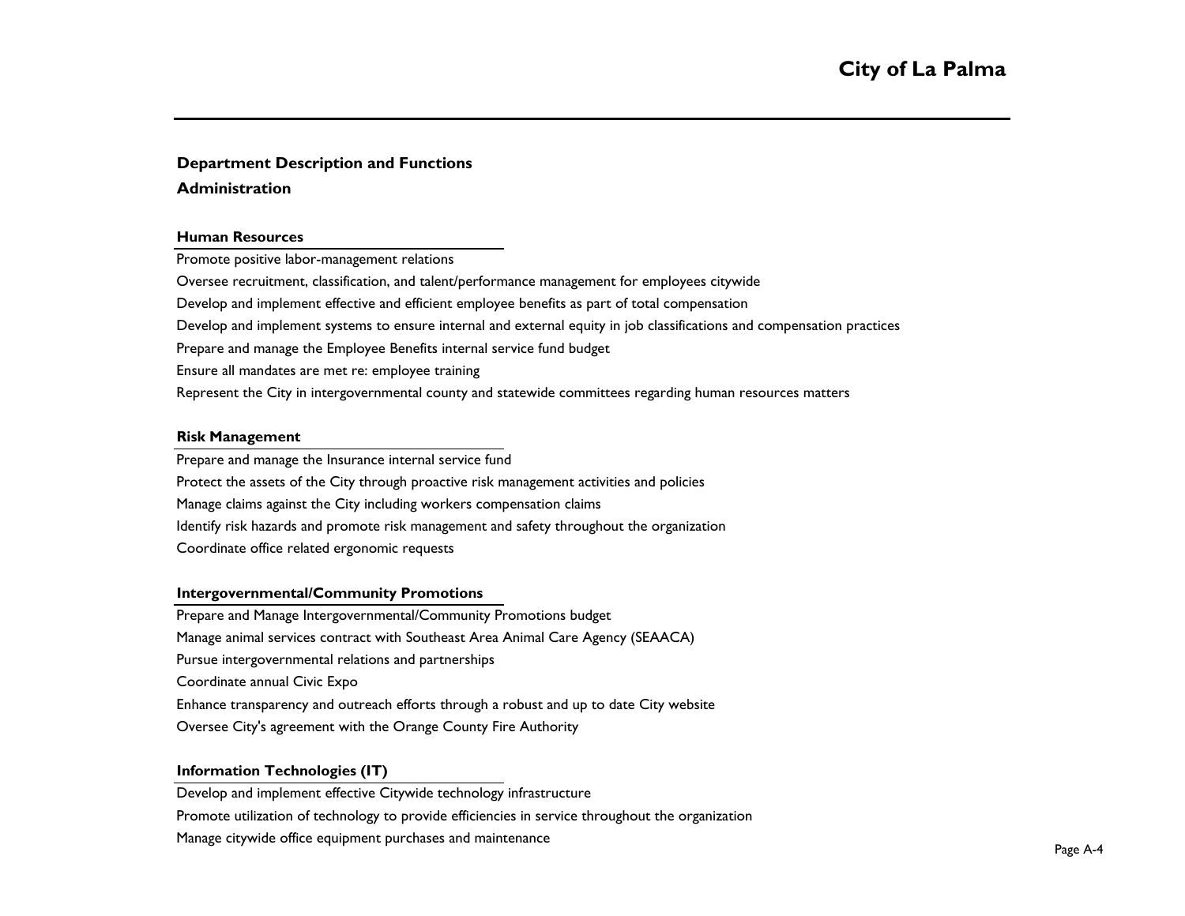## Department Description and Functions

### Administration

#### Human Resources

Promote positive labor-management relations

Oversee recruitment, classification, and talent/performance management for employees citywide

Develop and implement effective and efficient employee benefits as part of total compensation

Develop and implement systems to ensure internal and external equity in job classifications and compensation practices

Prepare and manage the Employee Benefits internal service fund budget

Ensure all mandates are met re: employee training

Represent the City in intergovernmental county and statewide committees regarding human resources matters

#### Risk Management

Prepare and manage the Insurance internal service fund

Protect the assets of the City through proactive risk management activities and policies

Manage claims against the City including workers compensation claims

Identify risk hazards and promote risk management and safety throughout the organization

Coordinate office related ergonomic requests

#### Intergovernmental/Community Promotions

Prepare and Manage Intergovernmental/Community Promotions budget

Manage animal services contract with Southeast Area Animal Care Agency (SEAACA)

Pursue intergovernmental relations and partnerships

Coordinate annual Civic Expo

Enhance transparency and outreach efforts through a robust and up to date City website

Oversee City's agreement with the Orange County Fire Authority

#### Information Technologies (IT)

Develop and implement effective Citywide technology infrastructure

Promote utilization of technology to provide efficiencies in service throughout the organization

Manage citywide office equipment purchases and maintenance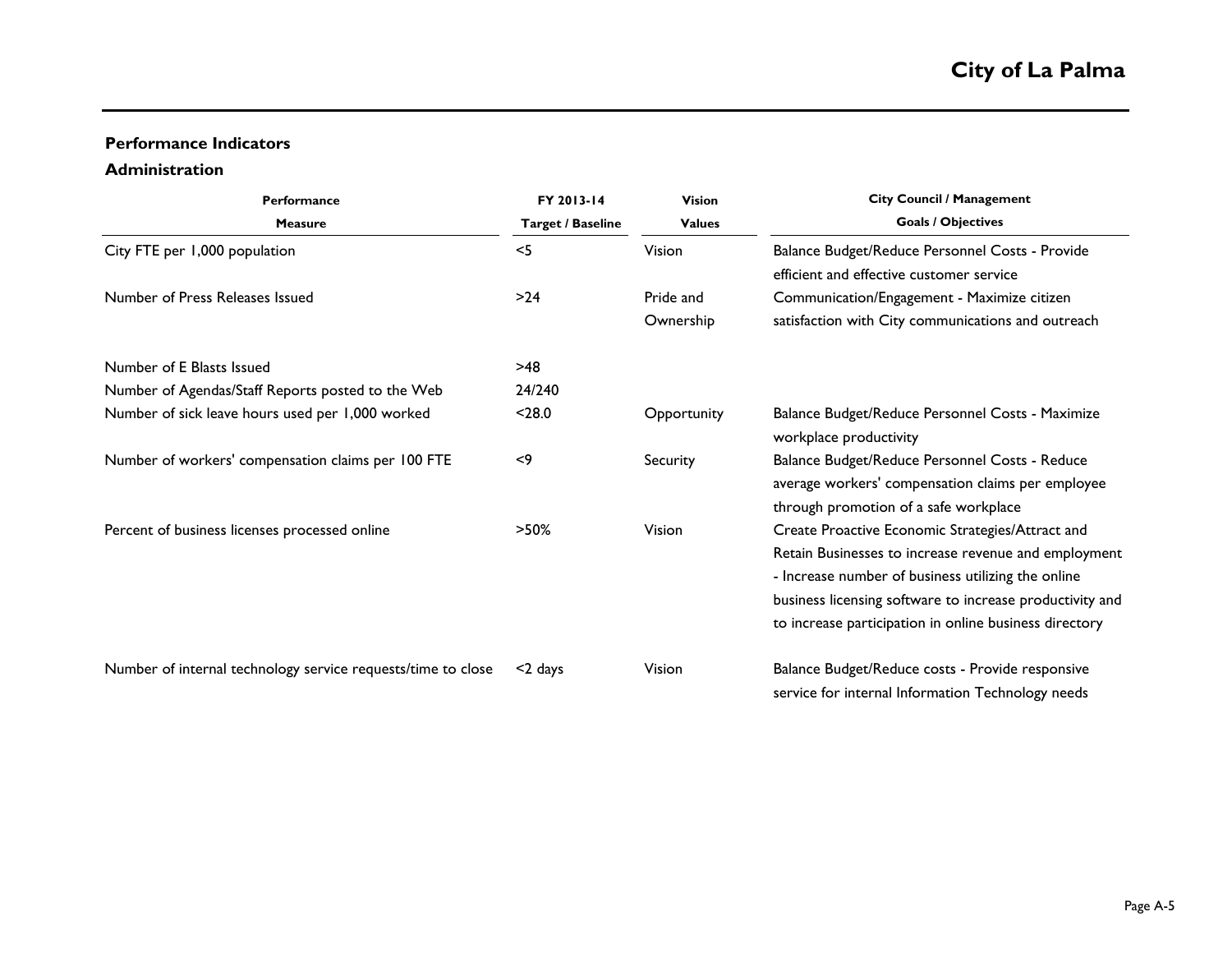## Performance Indicators

### Administration

| Performance Measure | FY 2013-14 Target / Baseline | Vision Values | City Council / Management Goals / Objectives |
|---|---|---|---|
| City FTE per 1,000 population | <5 | Vision | Balance Budget/Reduce Personnel Costs - Provide efficient and effective customer service |
| Number of Press Releases Issued | >24 | Pride and Ownership | Communication/Engagement - Maximize citizen satisfaction with City communications and outreach |
| Number of E Blasts Issued | >48 | | |
| Number of Agendas/Staff Reports posted to the Web | 24/240 | | |
| Number of sick leave hours used per 1,000 worked | <28.0 | Opportunity | Balance Budget/Reduce Personnel Costs - Maximize workplace productivity |
| Number of workers' compensation claims per 100 FTE | <9 | Security | Balance Budget/Reduce Personnel Costs - Reduce average workers' compensation claims per employee through promotion of a safe workplace |
| Percent of business licenses processed online | >50% | Vision | Create Proactive Economic Strategies/Attract and Retain Businesses to increase revenue and employment - Increase number of business utilizing the online business licensing software to increase productivity and to increase participation in online business directory |
| Number of internal technology service requests/time to close | <2 days | Vision | Balance Budget/Reduce costs - Provide responsive service for internal Information Technology needs |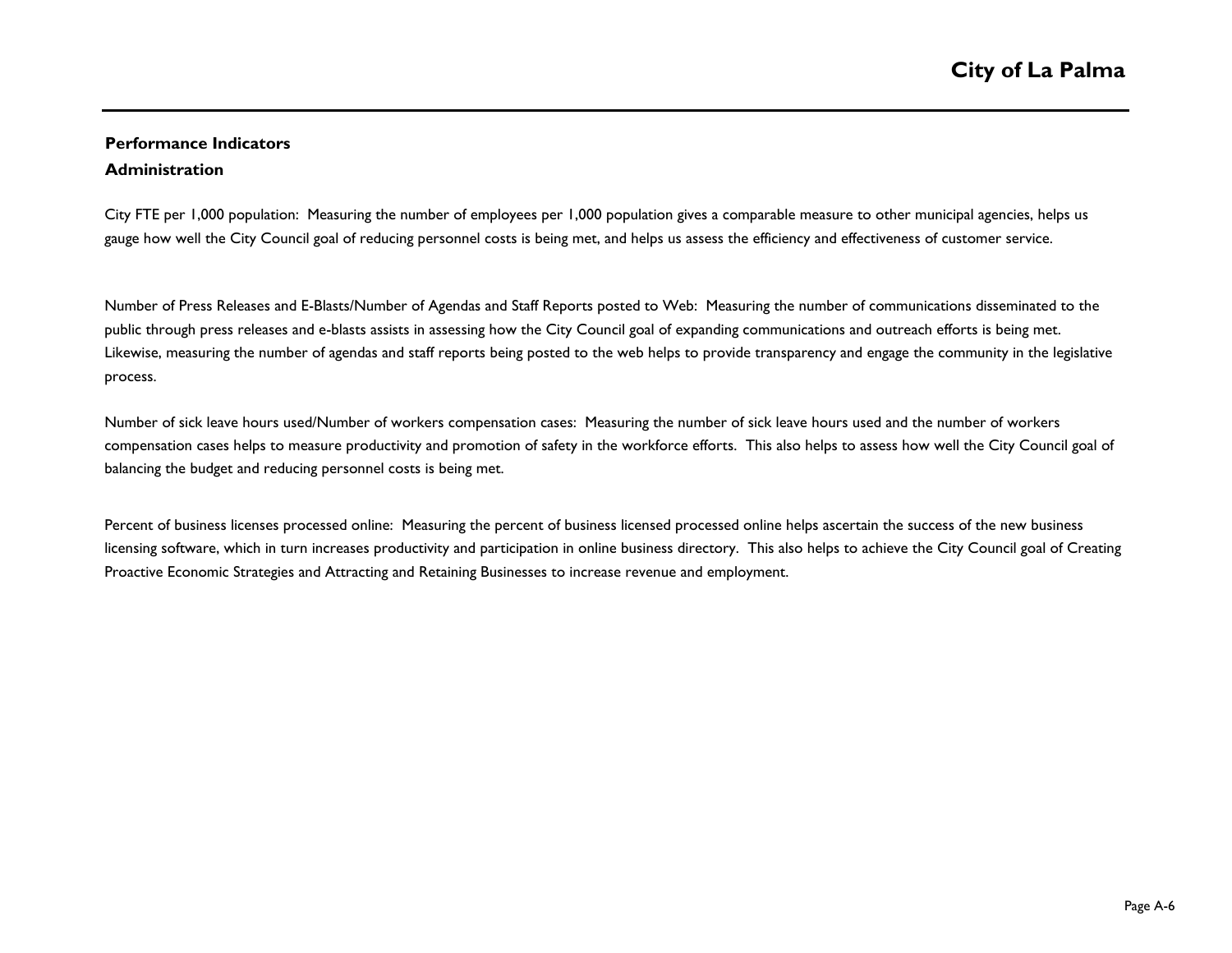## Performance Indicators

### Administration

City FTE per 1,000 population: Measuring the number of employees per 1,000 population gives a comparable measure to other municipal agencies, helps us gauge how well the City Council goal of reducing personnel costs is being met, and helps us assess the efficiency and effectiveness of customer service.

Number of Press Releases and E-Blasts/Number of Agendas and Staff Reports posted to Web: Measuring the number of communications disseminated to the public through press releases and e-blasts assists in assessing how the City Council goal of expanding communications and outreach efforts is being met. Likewise, measuring the number of agendas and staff reports being posted to the web helps to provide transparency and engage the community in the legislative process.

Number of sick leave hours used/Number of workers compensation cases: Measuring the number of sick leave hours used and the number of workers compensation cases helps to measure productivity and promotion of safety in the workforce efforts. This also helps to assess how well the City Council goal of balancing the budget and reducing personnel costs is being met.

Percent of business licenses processed online: Measuring the percent of business licensed processed online helps ascertain the success of the new business licensing software, which in turn increases productivity and participation in online business directory. This also helps to achieve the City Council goal of Creating Proactive Economic Strategies and Attracting and Retaining Businesses to increase revenue and employment.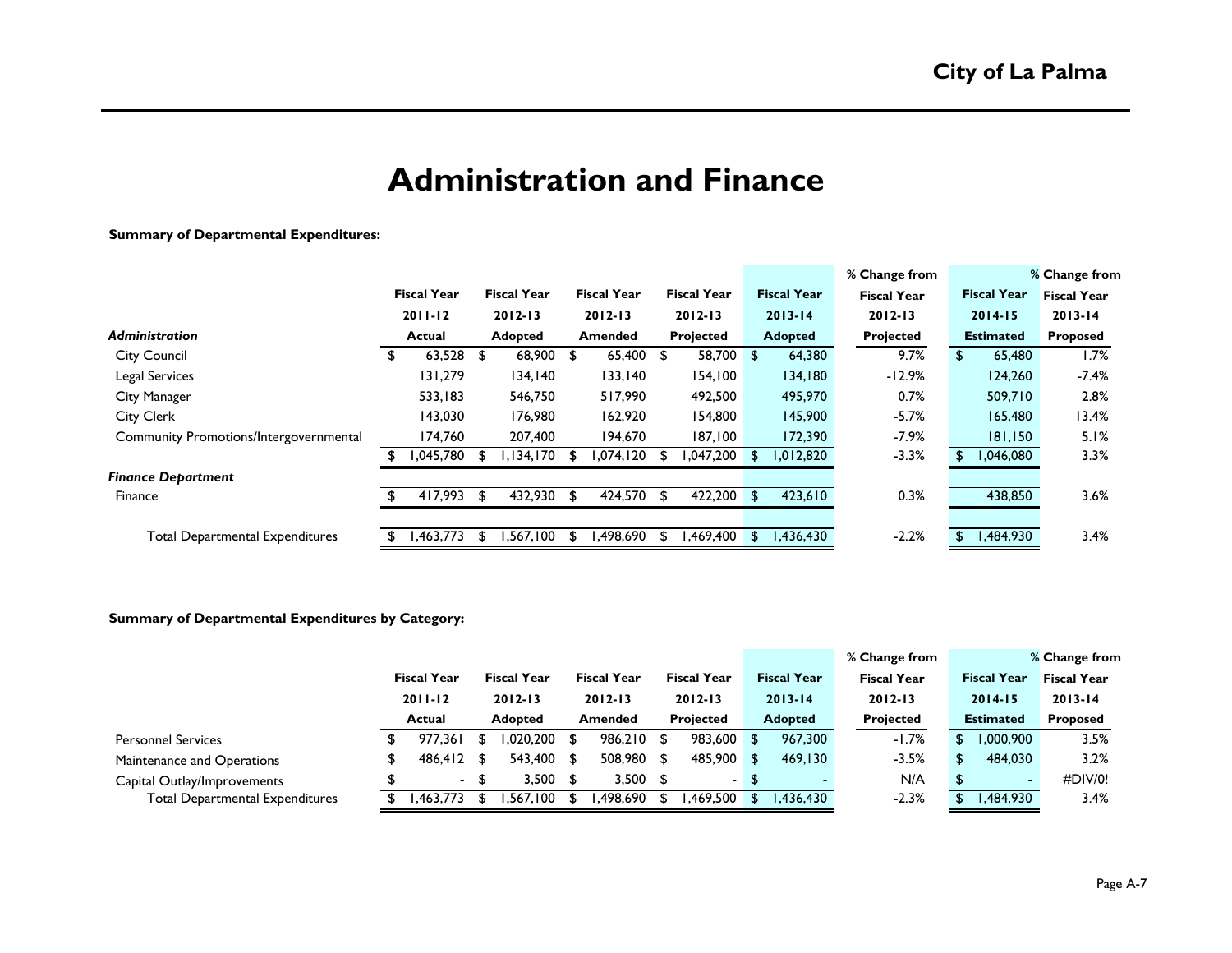# Administration and Finance

**Summary of Departmental Expenditures:**

| | Fiscal Year 2011-12 Actual | Fiscal Year 2012-13 Adopted | Fiscal Year 2012-13 Amended | Fiscal Year 2012-13 Projected | Fiscal Year 2013-14 Adopted | % Change from Fiscal Year 2012-13 Projected | Fiscal Year 2014-15 Estimated | % Change from Fiscal Year 2013-14 Proposed |
|---|---|---|---|---|---|---|---|---|
| ***Administration*** | | | | | | | | |
| City Council | $ 63,528 | $ 68,900 | $ 65,400 | $ 58,700 | $ 64,380 | 9.7% | $ 65,480 | 1.7% |
| Legal Services | 131,279 | 134,140 | 133,140 | 154,100 | 134,180 | -12.9% | 124,260 | -7.4% |
| City Manager | 533,183 | 546,750 | 517,990 | 492,500 | 495,970 | 0.7% | 509,710 | 2.8% |
| City Clerk | 143,030 | 176,980 | 162,920 | 154,800 | 145,900 | -5.7% | 165,480 | 13.4% |
| Community Promotions/Intergovernmental | 174,760 | 207,400 | 194,670 | 187,100 | 172,390 | -7.9% | 181,150 | 5.1% |
| | $ 1,045,780 | $ 1,134,170 | $ 1,074,120 | $ 1,047,200 | $ 1,012,820 | -3.3% | $ 1,046,080 | 3.3% |
| ***Finance Department*** | | | | | | | | |
| Finance | $ 417,993 | $ 432,930 | $ 424,570 | $ 422,200 | $ 423,610 | 0.3% | 438,850 | 3.6% |
| Total Departmental Expenditures | $ 1,463,773 | $ 1,567,100 | $ 1,498,690 | $ 1,469,400 | $ 1,436,430 | -2.2% | $ 1,484,930 | 3.4% |

**Summary of Departmental Expenditures by Category:**

| | Fiscal Year 2011-12 Actual | Fiscal Year 2012-13 Adopted | Fiscal Year 2012-13 Amended | Fiscal Year 2012-13 Projected | Fiscal Year 2013-14 Adopted | % Change from Fiscal Year 2012-13 Projected | Fiscal Year 2014-15 Estimated | % Change from Fiscal Year 2013-14 Proposed |
|---|---|---|---|---|---|---|---|---|
| Personnel Services | $ 977,361 | $ 1,020,200 | $ 986,210 | $ 983,600 | $ 967,300 | -1.7% | $ 1,000,900 | 3.5% |
| Maintenance and Operations | $ 486,412 | $ 543,400 | $ 508,980 | $ 485,900 | $ 469,130 | -3.5% | $ 484,030 | 3.2% |
| Capital Outlay/Improvements | $ - | $ 3,500 | $ 3,500 | $ - | $ - | N/A | $ - | #DIV/0! |
| Total Departmental Expenditures | $ 1,463,773 | $ 1,567,100 | $ 1,498,690 | $ 1,469,500 | $ 1,436,430 | -2.3% | $ 1,484,930 | 3.4% |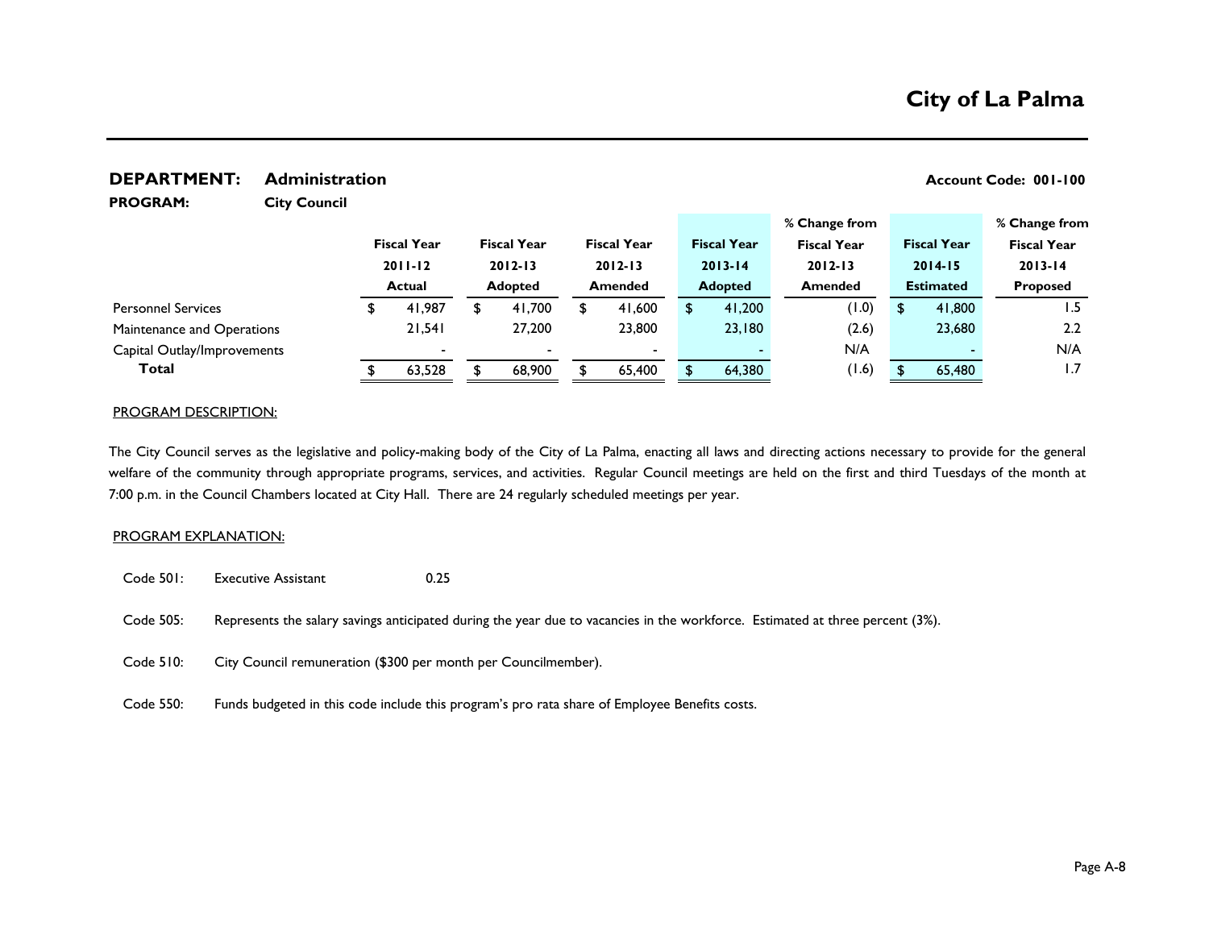## City of La Palma

**DEPARTMENT:** **Administration** **Account Code: 001-100**

**PROGRAM:** **City Council**

| | Fiscal Year 2011-12 Actual | Fiscal Year 2012-13 Adopted | Fiscal Year 2012-13 Amended | Fiscal Year 2013-14 Adopted | % Change from Fiscal Year 2012-13 Amended | Fiscal Year 2014-15 Estimated | % Change from Fiscal Year 2013-14 Proposed |
|---|---|---|---|---|---|---|---|
| Personnel Services | $ 41,987 | $ 41,700 | $ 41,600 | $ 41,200 | (1.0) | $ 41,800 | 1.5 |
| Maintenance and Operations | 21,541 | 27,200 | 23,800 | 23,180 | (2.6) | 23,680 | 2.2 |
| Capital Outlay/Improvements | - | - | - | - | N/A | - | N/A |
| **Total** | $ 63,528 | $ 68,900 | $ 65,400 | $ 64,380 | (1.6) | $ 65,480 | 1.7 |

PROGRAM DESCRIPTION:

The City Council serves as the legislative and policy-making body of the City of La Palma, enacting all laws and directing actions necessary to provide for the general welfare of the community through appropriate programs, services, and activities. Regular Council meetings are held on the first and third Tuesdays of the month at 7:00 p.m. in the Council Chambers located at City Hall. There are 24 regularly scheduled meetings per year.

PROGRAM EXPLANATION:

Code 501: Executive Assistant 0.25

Code 505: Represents the salary savings anticipated during the year due to vacancies in the workforce. Estimated at three percent (3%).

Code 510: City Council remuneration ($300 per month per Councilmember).

Code 550: Funds budgeted in this code include this program's pro rata share of Employee Benefits costs.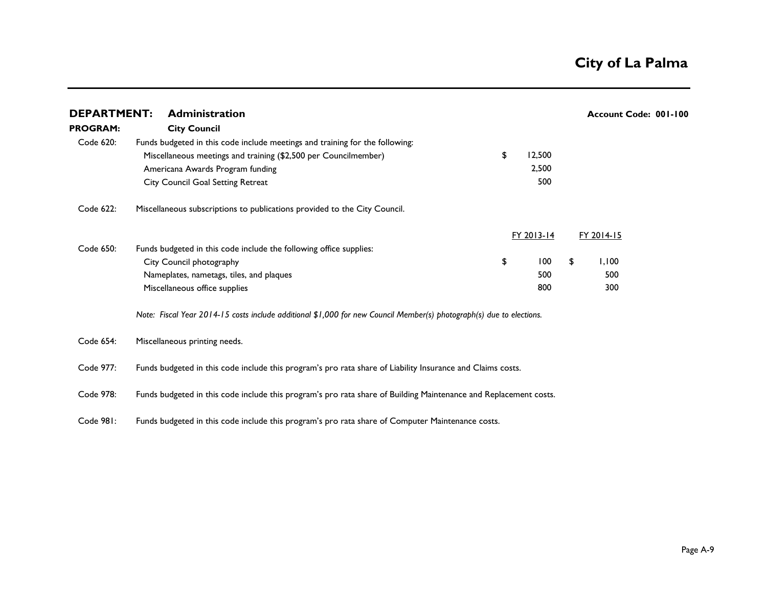## DEPARTMENT: Administration

**Account Code: 001-100**

**PROGRAM: City Council**

**Code 620:** Funds budgeted in this code include meetings and training for the following:

| Item | Amount |
|---|---|
| Miscellaneous meetings and training ($2,500 per Councilmember) | $ 12,500 |
| Americana Awards Program funding | 2,500 |
| City Council Goal Setting Retreat | 500 |

**Code 622:** Miscellaneous subscriptions to publications provided to the City Council.

**Code 650:** Funds budgeted in this code include the following office supplies:

| Item | FY 2013-14 | FY 2014-15 |
|---|---|---|
| City Council photography | $ 100 | $ 1,100 |
| Nameplates, nametags, tiles, and plaques | 500 | 500 |
| Miscellaneous office supplies | 800 | 300 |

*Note: Fiscal Year 2014-15 costs include additional $1,000 for new Council Member(s) photograph(s) due to elections.*

**Code 654:** Miscellaneous printing needs.

**Code 977:** Funds budgeted in this code include this program's pro rata share of Liability Insurance and Claims costs.

**Code 978:** Funds budgeted in this code include this program's pro rata share of Building Maintenance and Replacement costs.

**Code 981:** Funds budgeted in this code include this program's pro rata share of Computer Maintenance costs.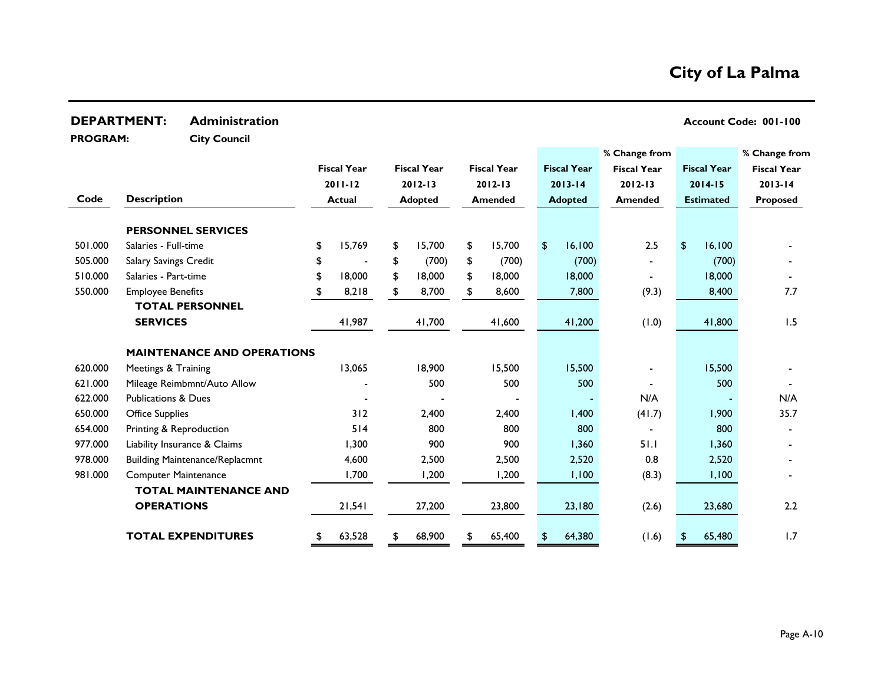# City of La Palma

**DEPARTMENT:** Administration **Account Code: 001-100**

**PROGRAM:** City Council

| Code | Description | Fiscal Year 2011-12 Actual | Fiscal Year 2012-13 Adopted | Fiscal Year 2012-13 Amended | Fiscal Year 2013-14 Adopted | % Change from Fiscal Year 2012-13 Amended | Fiscal Year 2014-15 Estimated | % Change from Fiscal Year 2013-14 Proposed |
|---|---|---|---|---|---|---|---|---|
| | **PERSONNEL SERVICES** | | | | | | | |
| 501.000 | Salaries - Full-time | $ 15,769 | $ 15,700 | $ 15,700 | $ 16,100 | 2.5 | $ 16,100 | - |
| 505.000 | Salary Savings Credit | $ - | $ (700) | $ (700) | (700) | - | (700) | - |
| 510.000 | Salaries - Part-time | $ 18,000 | $ 18,000 | $ 18,000 | 18,000 | - | 18,000 | - |
| 550.000 | Employee Benefits | $ 8,218 | $ 8,700 | $ 8,600 | 7,800 | (9.3) | 8,400 | 7.7 |
| | **TOTAL PERSONNEL SERVICES** | 41,987 | 41,700 | 41,600 | 41,200 | (1.0) | 41,800 | 1.5 |
| | **MAINTENANCE AND OPERATIONS** | | | | | | | |
| 620.000 | Meetings & Training | 13,065 | 18,900 | 15,500 | 15,500 | - | 15,500 | - |
| 621.000 | Mileage Reimbmnt/Auto Allow | - | 500 | 500 | 500 | - | 500 | - |
| 622.000 | Publications & Dues | - | - | - | - | N/A | - | N/A |
| 650.000 | Office Supplies | 312 | 2,400 | 2,400 | 1,400 | (41.7) | 1,900 | 35.7 |
| 654.000 | Printing & Reproduction | 514 | 800 | 800 | 800 | - | 800 | - |
| 977.000 | Liability Insurance & Claims | 1,300 | 900 | 900 | 1,360 | 51.1 | 1,360 | - |
| 978.000 | Building Maintenance/Replacmnt | 4,600 | 2,500 | 2,500 | 2,520 | 0.8 | 2,520 | - |
| 981.000 | Computer Maintenance | 1,700 | 1,200 | 1,200 | 1,100 | (8.3) | 1,100 | - |
| | **TOTAL MAINTENANCE AND OPERATIONS** | 21,541 | 27,200 | 23,800 | 23,180 | (2.6) | 23,680 | 2.2 |
| | **TOTAL EXPENDITURES** | $ 63,528 | $ 68,900 | $ 65,400 | $ 64,380 | (1.6) | $ 65,480 | 1.7 |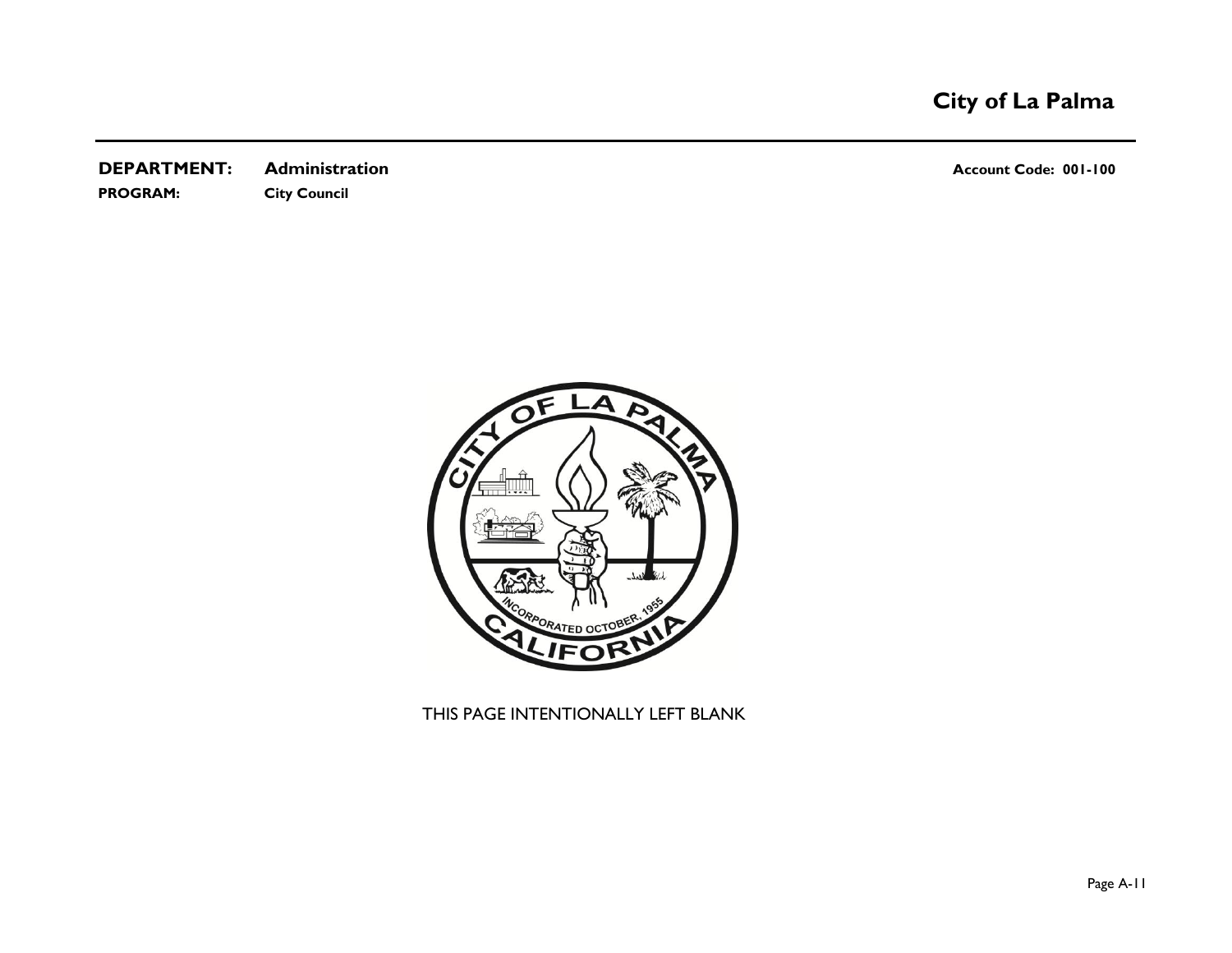**DEPARTMENT:** **Administration** **Account Code: 001-100**

**PROGRAM:** **City Council**

THIS PAGE INTENTIONALLY LEFT BLANK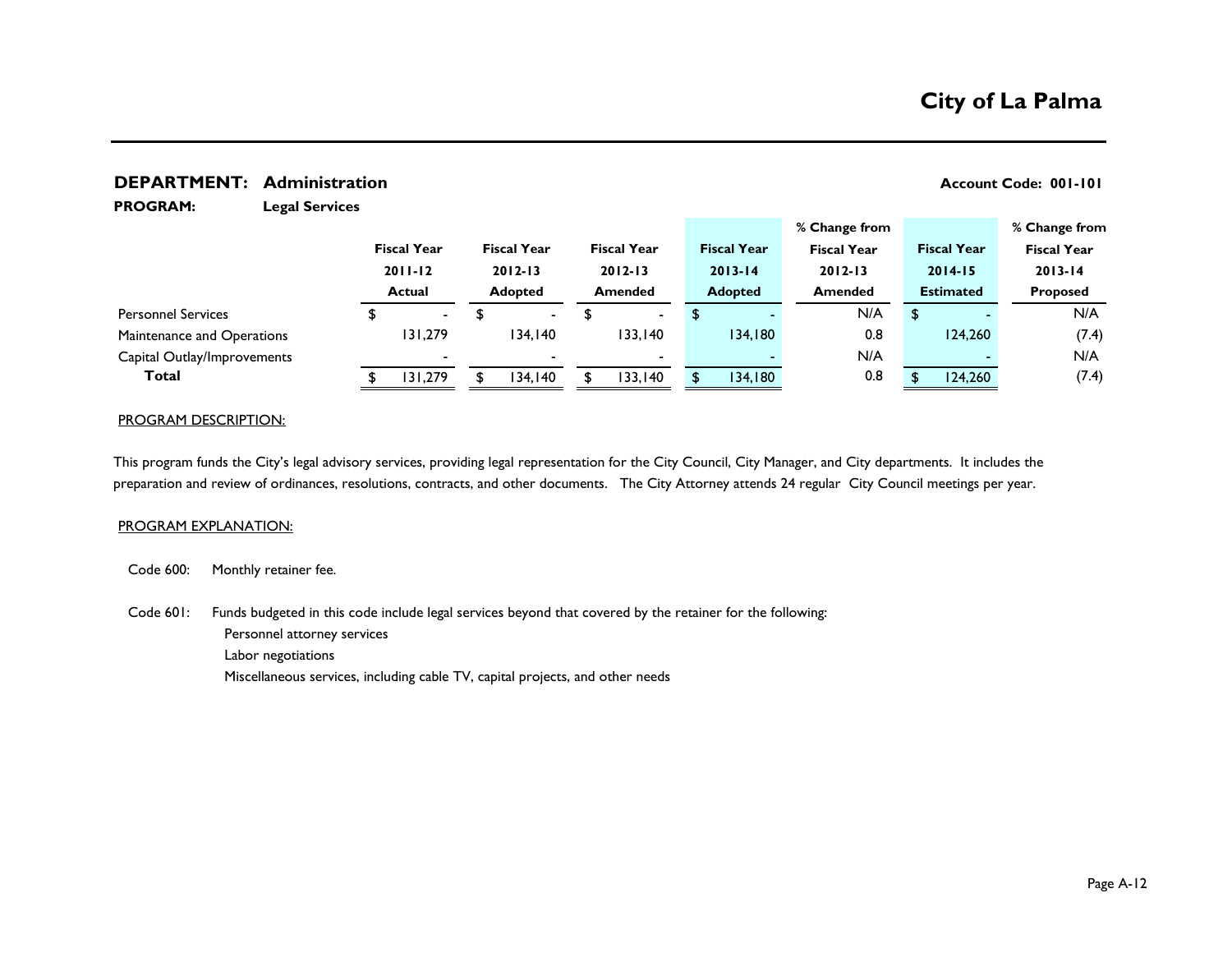# City of La Palma

**DEPARTMENT: Administration** **Account Code: 001-101**

**PROGRAM: Legal Services**

| | Fiscal Year 2011-12 Actual | Fiscal Year 2012-13 Adopted | Fiscal Year 2012-13 Amended | Fiscal Year 2013-14 Adopted | % Change from Fiscal Year 2012-13 Amended | Fiscal Year 2014-15 Estimated | % Change from Fiscal Year 2013-14 Proposed |
|---|---|---|---|---|---|---|---|
| Personnel Services | $ - | $ - | $ - | $ - | N/A | $ - | N/A |
| Maintenance and Operations | 131,279 | 134,140 | 133,140 | 134,180 | 0.8 | 124,260 | (7.4) |
| Capital Outlay/Improvements | - | - | - | - | N/A | - | N/A |
| **Total** | $ 131,279 | $ 134,140 | $ 133,140 | $ 134,180 | 0.8 | $ 124,260 | (7.4) |

PROGRAM DESCRIPTION:

This program funds the City's legal advisory services, providing legal representation for the City Council, City Manager, and City departments. It includes the preparation and review of ordinances, resolutions, contracts, and other documents. The City Attorney attends 24 regular City Council meetings per year.

PROGRAM EXPLANATION:

Code 600: Monthly retainer fee.

Code 601: Funds budgeted in this code include legal services beyond that covered by the retainer for the following:
- Personnel attorney services
- Labor negotiations
- Miscellaneous services, including cable TV, capital projects, and other needs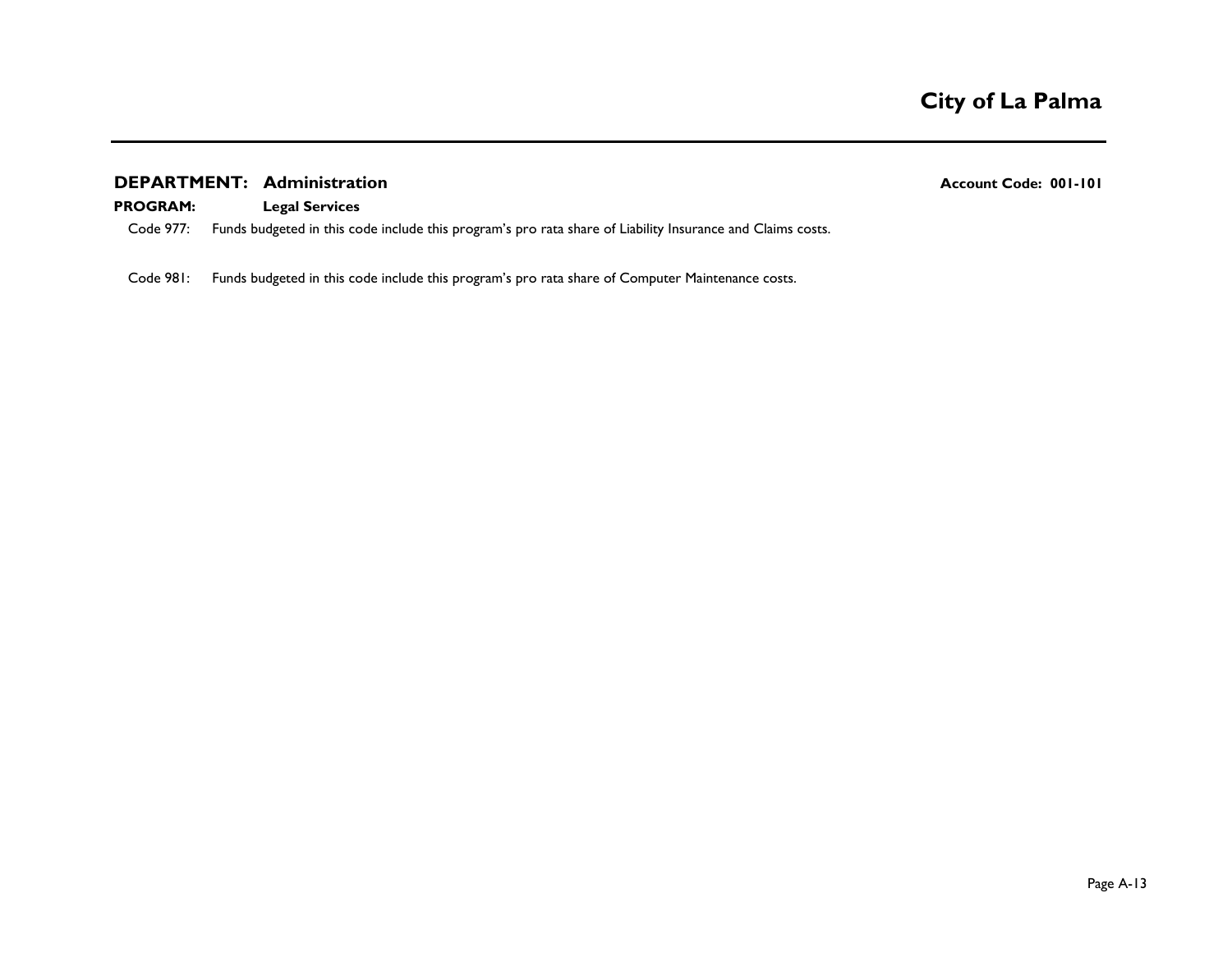**DEPARTMENT: Administration** **Account Code: 001-101**

**PROGRAM: Legal Services**

Code 977: Funds budgeted in this code include this program's pro rata share of Liability Insurance and Claims costs.

Code 981: Funds budgeted in this code include this program's pro rata share of Computer Maintenance costs.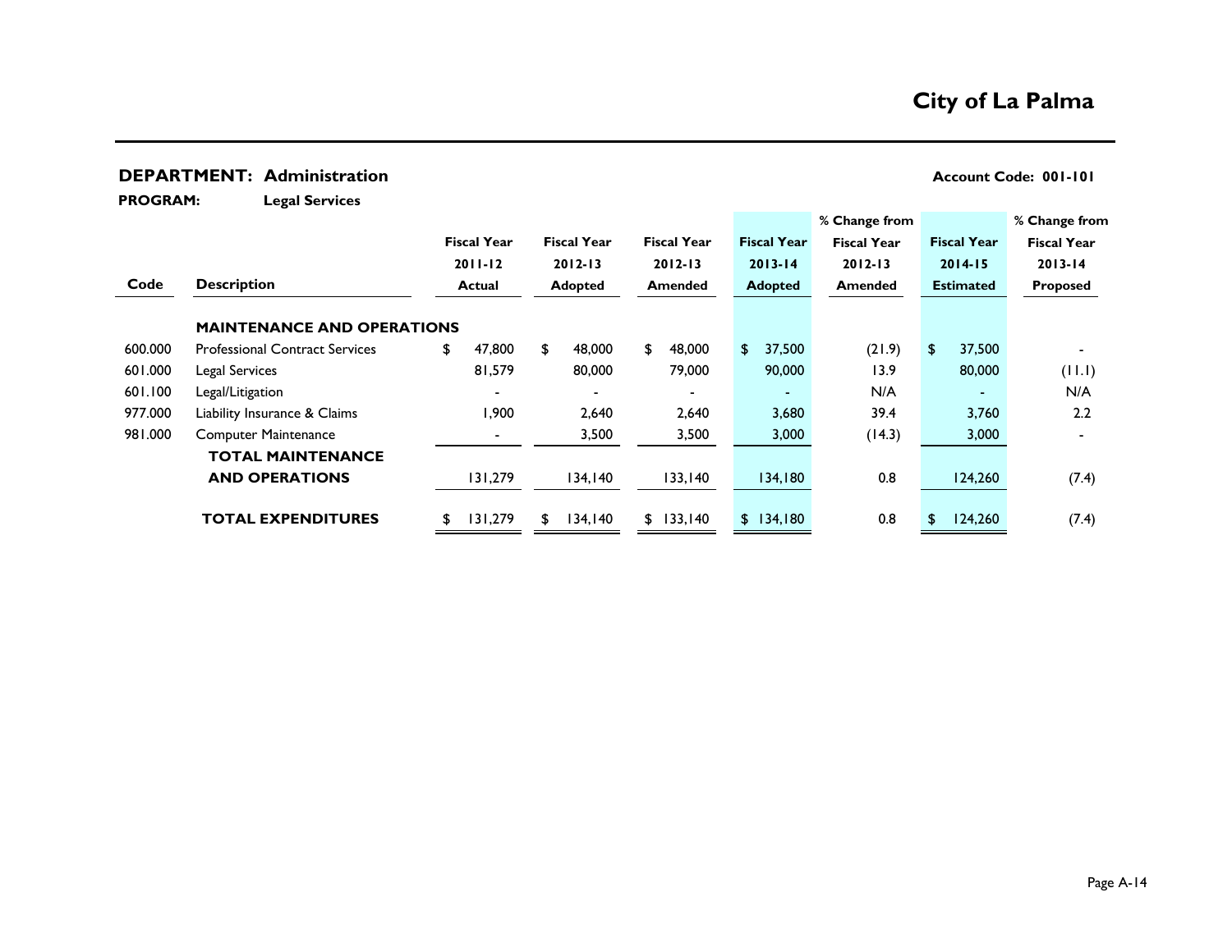# City of La Palma

**DEPARTMENT: Administration** | **Account Code: 001-101**

**PROGRAM: Legal Services**

| Code | Description | Fiscal Year 2011-12 Actual | Fiscal Year 2012-13 Adopted | Fiscal Year 2012-13 Amended | Fiscal Year 2013-14 Adopted | % Change from Fiscal Year 2012-13 Amended | Fiscal Year 2014-15 Estimated | % Change from Fiscal Year 2013-14 Proposed |
|---|---|---|---|---|---|---|---|---|
| | **MAINTENANCE AND OPERATIONS** | | | | | | | |
| 600.000 | Professional Contract Services | $ 47,800 | $ 48,000 | $ 48,000 | $ 37,500 | (21.9) | $ 37,500 | - |
| 601.000 | Legal Services | 81,579 | 80,000 | 79,000 | 90,000 | 13.9 | 80,000 | (11.1) |
| 601.100 | Legal/Litigation | - | - | - | - | N/A | - | N/A |
| 977.000 | Liability Insurance & Claims | 1,900 | 2,640 | 2,640 | 3,680 | 39.4 | 3,760 | 2.2 |
| 981.000 | Computer Maintenance | - | 3,500 | 3,500 | 3,000 | (14.3) | 3,000 | - |
| | **TOTAL MAINTENANCE AND OPERATIONS** | 131,279 | 134,140 | 133,140 | 134,180 | 0.8 | 124,260 | (7.4) |
| | **TOTAL EXPENDITURES** | $ 131,279 | $ 134,140 | $ 133,140 | $ 134,180 | 0.8 | $ 124,260 | (7.4) |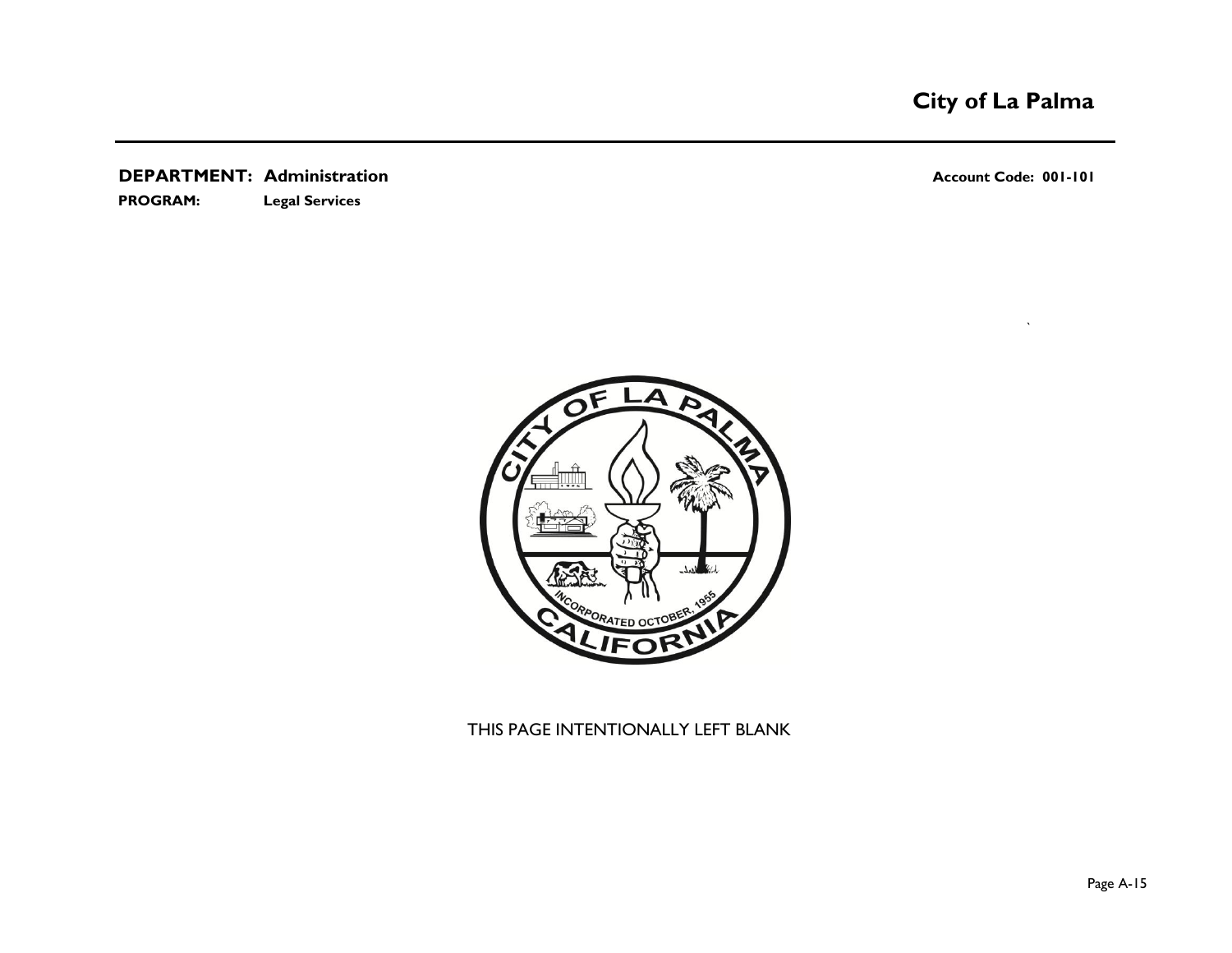**DEPARTMENT: Administration** **Account Code: 001-101**

**PROGRAM: Legal Services**

THIS PAGE INTENTIONALLY LEFT BLANK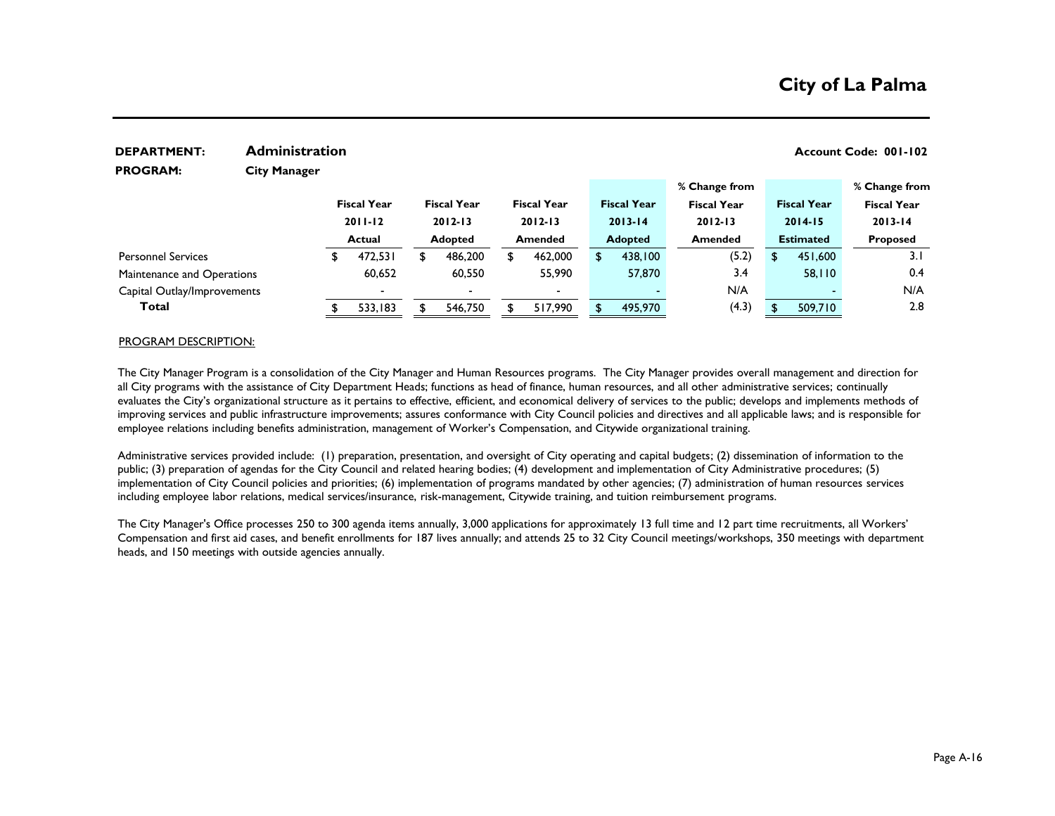# City of La Palma

**DEPARTMENT:** **Administration** **Account Code: 001-102**

**PROGRAM:** **City Manager**

| | Fiscal Year 2011-12 Actual | Fiscal Year 2012-13 Adopted | Fiscal Year 2012-13 Amended | Fiscal Year 2013-14 Adopted | % Change from Fiscal Year 2012-13 Amended | Fiscal Year 2014-15 Estimated | % Change from Fiscal Year 2013-14 Proposed |
|---|---|---|---|---|---|---|---|
| Personnel Services | $ 472,531 | $ 486,200 | $ 462,000 | $ 438,100 | (5.2) | $ 451,600 | 3.1 |
| Maintenance and Operations | 60,652 | 60,550 | 55,990 | 57,870 | 3.4 | 58,110 | 0.4 |
| Capital Outlay/Improvements | - | - | - | - | N/A | - | N/A |
| **Total** | $ 533,183 | $ 546,750 | $ 517,990 | $ 495,970 | (4.3) | $ 509,710 | 2.8 |

PROGRAM DESCRIPTION:

The City Manager Program is a consolidation of the City Manager and Human Resources programs. The City Manager provides overall management and direction for all City programs with the assistance of City Department Heads; functions as head of finance, human resources, and all other administrative services; continually evaluates the City's organizational structure as it pertains to effective, efficient, and economical delivery of services to the public; develops and implements methods of improving services and public infrastructure improvements; assures conformance with City Council policies and directives and all applicable laws; and is responsible for employee relations including benefits administration, management of Worker's Compensation, and Citywide organizational training.

Administrative services provided include: (1) preparation, presentation, and oversight of City operating and capital budgets; (2) dissemination of information to the public; (3) preparation of agendas for the City Council and related hearing bodies; (4) development and implementation of City Administrative procedures; (5) implementation of City Council policies and priorities; (6) implementation of programs mandated by other agencies; (7) administration of human resources services including employee labor relations, medical services/insurance, risk-management, Citywide training, and tuition reimbursement programs.

The City Manager's Office processes 250 to 300 agenda items annually, 3,000 applications for approximately 13 full time and 12 part time recruitments, all Workers' Compensation and first aid cases, and benefit enrollments for 187 lives annually; and attends 25 to 32 City Council meetings/workshops, 350 meetings with department heads, and 150 meetings with outside agencies annually.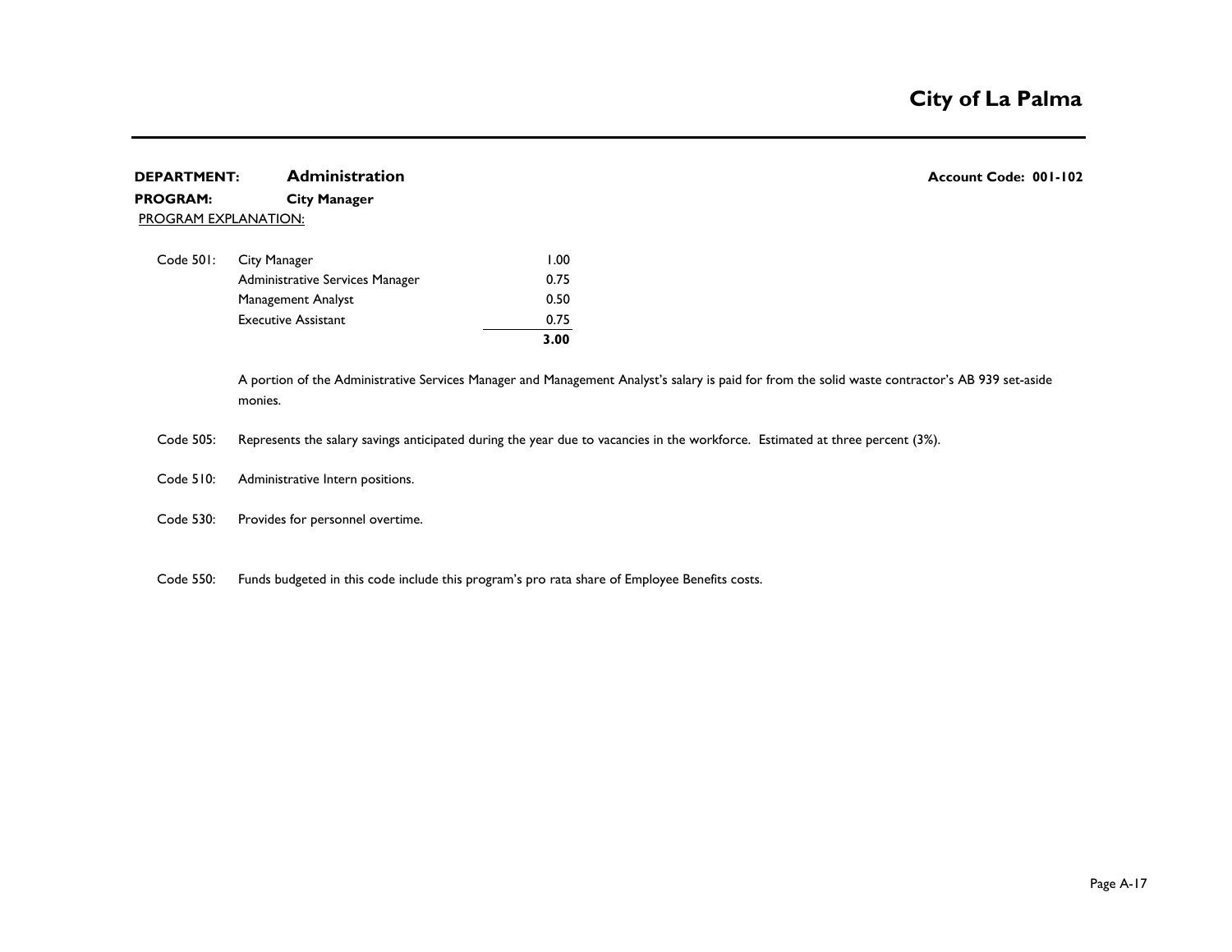# City of La Palma

**DEPARTMENT:** **Administration** **Account Code: 001-102**

**PROGRAM:** **City Manager**

PROGRAM EXPLANATION:

| Code | Position | FTE |
|---|---|---|
| Code 501: | City Manager | 1.00 |
| | Administrative Services Manager | 0.75 |
| | Management Analyst | 0.50 |
| | Executive Assistant | 0.75 |
| | | **3.00** |

A portion of the Administrative Services Manager and Management Analyst's salary is paid for from the solid waste contractor's AB 939 set-aside monies.

Code 505: Represents the salary savings anticipated during the year due to vacancies in the workforce. Estimated at three percent (3%).

Code 510: Administrative Intern positions.

Code 530: Provides for personnel overtime.

Code 550: Funds budgeted in this code include this program's pro rata share of Employee Benefits costs.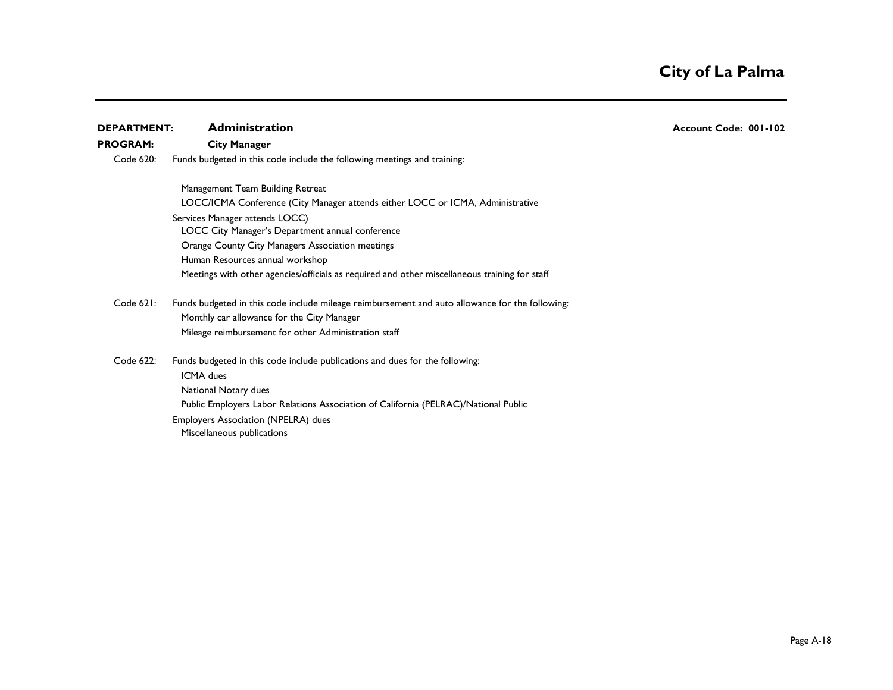**DEPARTMENT:** **Administration** **Account Code: 001-102**

**PROGRAM:** **City Manager**

Code 620: Funds budgeted in this code include the following meetings and training:

- Management Team Building Retreat
- LOCC/ICMA Conference (City Manager attends either LOCC or ICMA, Administrative Services Manager attends LOCC)
- LOCC City Manager's Department annual conference
- Orange County City Managers Association meetings
- Human Resources annual workshop
- Meetings with other agencies/officials as required and other miscellaneous training for staff

Code 621: Funds budgeted in this code include mileage reimbursement and auto allowance for the following:

- Monthly car allowance for the City Manager
- Mileage reimbursement for other Administration staff

Code 622: Funds budgeted in this code include publications and dues for the following:

- ICMA dues
- National Notary dues
- Public Employers Labor Relations Association of California (PELRAC)/National Public Employers Association (NPELRA) dues
- Miscellaneous publications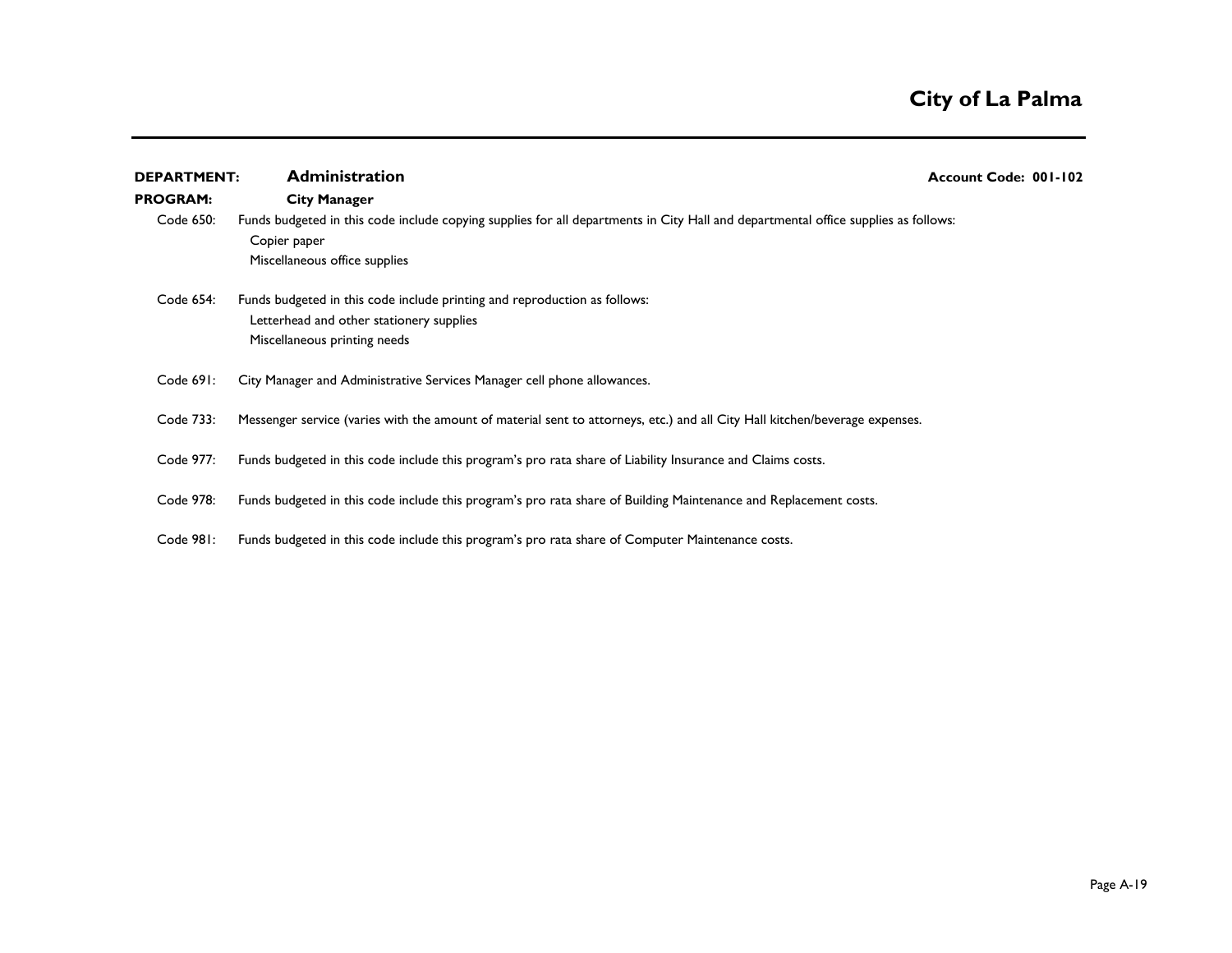**DEPARTMENT:** **Administration** **Account Code: 001-102**

**PROGRAM:** **City Manager**

Code 650: Funds budgeted in this code include copying supplies for all departments in City Hall and departmental office supplies as follows:
- Copier paper
- Miscellaneous office supplies

Code 654: Funds budgeted in this code include printing and reproduction as follows:
- Letterhead and other stationery supplies
- Miscellaneous printing needs

Code 691: City Manager and Administrative Services Manager cell phone allowances.

Code 733: Messenger service (varies with the amount of material sent to attorneys, etc.) and all City Hall kitchen/beverage expenses.

Code 977: Funds budgeted in this code include this program's pro rata share of Liability Insurance and Claims costs.

Code 978: Funds budgeted in this code include this program's pro rata share of Building Maintenance and Replacement costs.

Code 981: Funds budgeted in this code include this program's pro rata share of Computer Maintenance costs.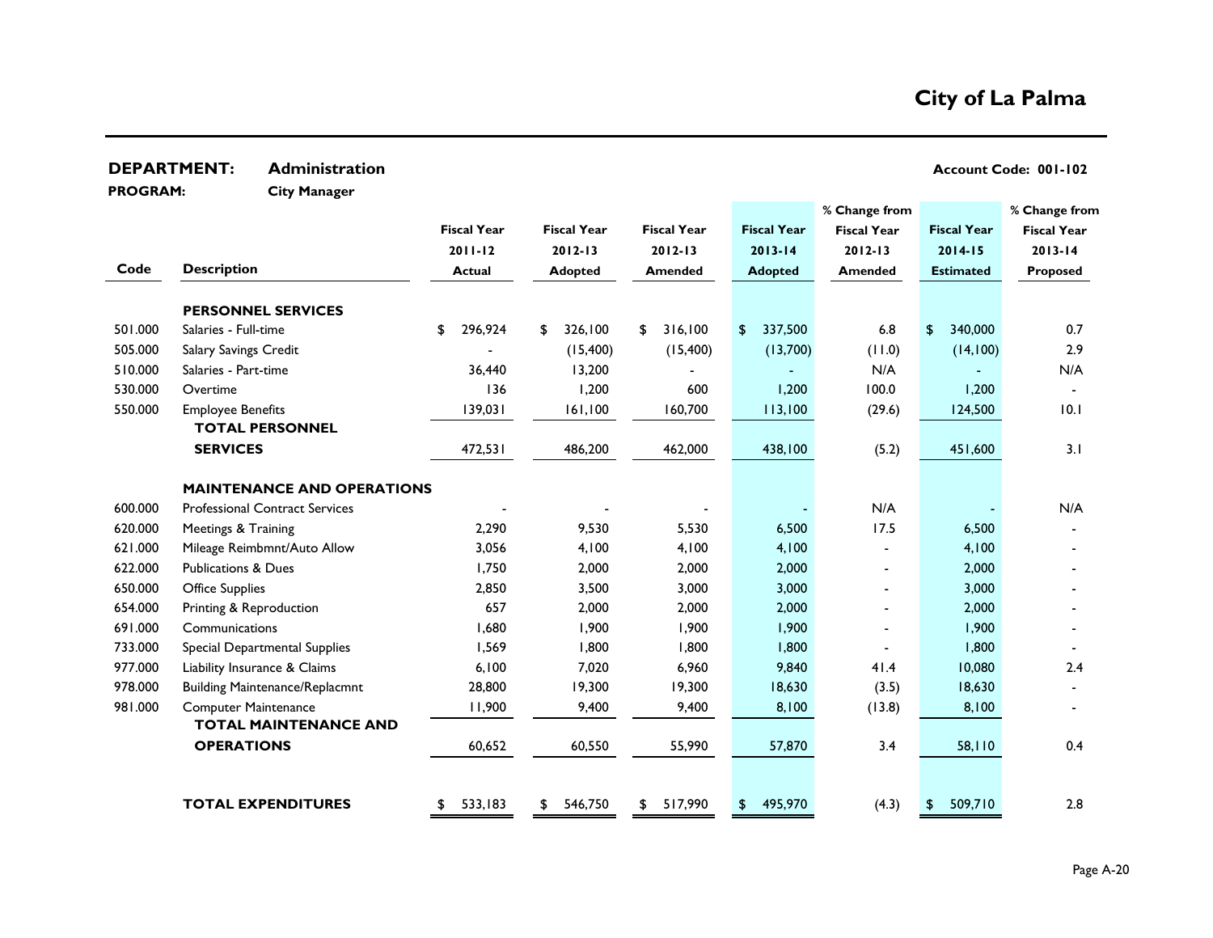# City of La Palma

**DEPARTMENT:** Administration

**PROGRAM:** City Manager

**Account Code: 001-102**

| Code | Description | Fiscal Year 2011-12 Actual | Fiscal Year 2012-13 Adopted | Fiscal Year 2012-13 Amended | Fiscal Year 2013-14 Adopted | % Change from Fiscal Year 2012-13 Amended | Fiscal Year 2014-15 Estimated | % Change from Fiscal Year 2013-14 Proposed |
|---|---|---|---|---|---|---|---|---|
| | **PERSONNEL SERVICES** | | | | | | | |
| 501.000 | Salaries - Full-time | $ 296,924 | $ 326,100 | $ 316,100 | $ 337,500 | 6.8 | $ 340,000 | 0.7 |
| 505.000 | Salary Savings Credit | - | (15,400) | (15,400) | (13,700) | (11.0) | (14,100) | 2.9 |
| 510.000 | Salaries - Part-time | 36,440 | 13,200 | - | - | N/A | - | N/A |
| 530.000 | Overtime | 136 | 1,200 | 600 | 1,200 | 100.0 | 1,200 | - |
| 550.000 | Employee Benefits | 139,031 | 161,100 | 160,700 | 113,100 | (29.6) | 124,500 | 10.1 |
| | **TOTAL PERSONNEL SERVICES** | 472,531 | 486,200 | 462,000 | 438,100 | (5.2) | 451,600 | 3.1 |
| | **MAINTENANCE AND OPERATIONS** | | | | | | | |
| 600.000 | Professional Contract Services | - | - | - | - | N/A | - | N/A |
| 620.000 | Meetings & Training | 2,290 | 9,530 | 5,530 | 6,500 | 17.5 | 6,500 | - |
| 621.000 | Mileage Reimbmnt/Auto Allow | 3,056 | 4,100 | 4,100 | 4,100 | - | 4,100 | - |
| 622.000 | Publications & Dues | 1,750 | 2,000 | 2,000 | 2,000 | - | 2,000 | - |
| 650.000 | Office Supplies | 2,850 | 3,500 | 3,000 | 3,000 | - | 3,000 | - |
| 654.000 | Printing & Reproduction | 657 | 2,000 | 2,000 | 2,000 | - | 2,000 | - |
| 691.000 | Communications | 1,680 | 1,900 | 1,900 | 1,900 | - | 1,900 | - |
| 733.000 | Special Departmental Supplies | 1,569 | 1,800 | 1,800 | 1,800 | - | 1,800 | - |
| 977.000 | Liability Insurance & Claims | 6,100 | 7,020 | 6,960 | 9,840 | 41.4 | 10,080 | 2.4 |
| 978.000 | Building Maintenance/Replacmnt | 28,800 | 19,300 | 19,300 | 18,630 | (3.5) | 18,630 | - |
| 981.000 | Computer Maintenance | 11,900 | 9,400 | 9,400 | 8,100 | (13.8) | 8,100 | - |
| | **TOTAL MAINTENANCE AND OPERATIONS** | 60,652 | 60,550 | 55,990 | 57,870 | 3.4 | 58,110 | 0.4 |
| | **TOTAL EXPENDITURES** | $ 533,183 | $ 546,750 | $ 517,990 | $ 495,970 | (4.3) | $ 509,710 | 2.8 |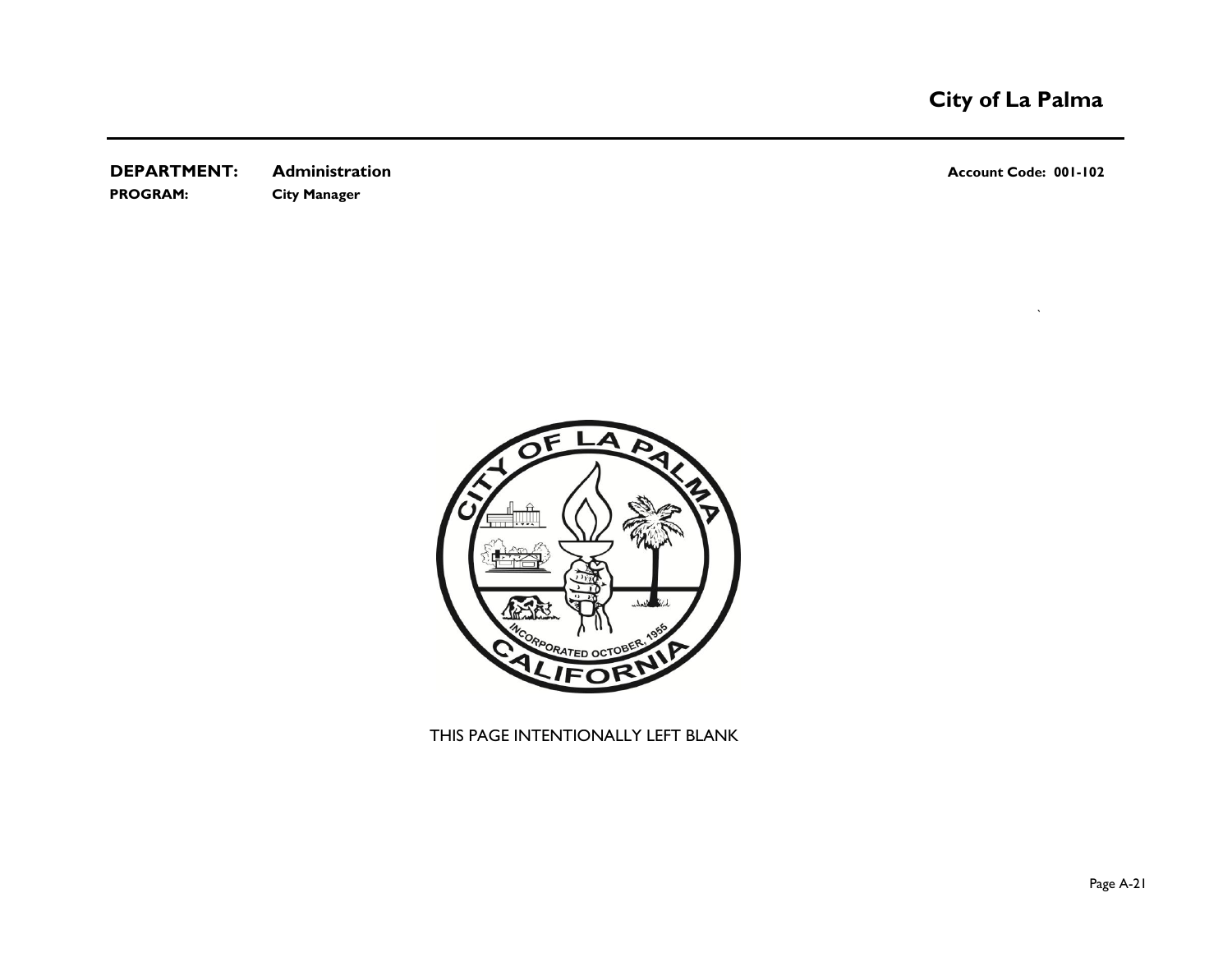**DEPARTMENT:** **Administration** **Account Code: 001-102**

**PROGRAM:** **City Manager**

THIS PAGE INTENTIONALLY LEFT BLANK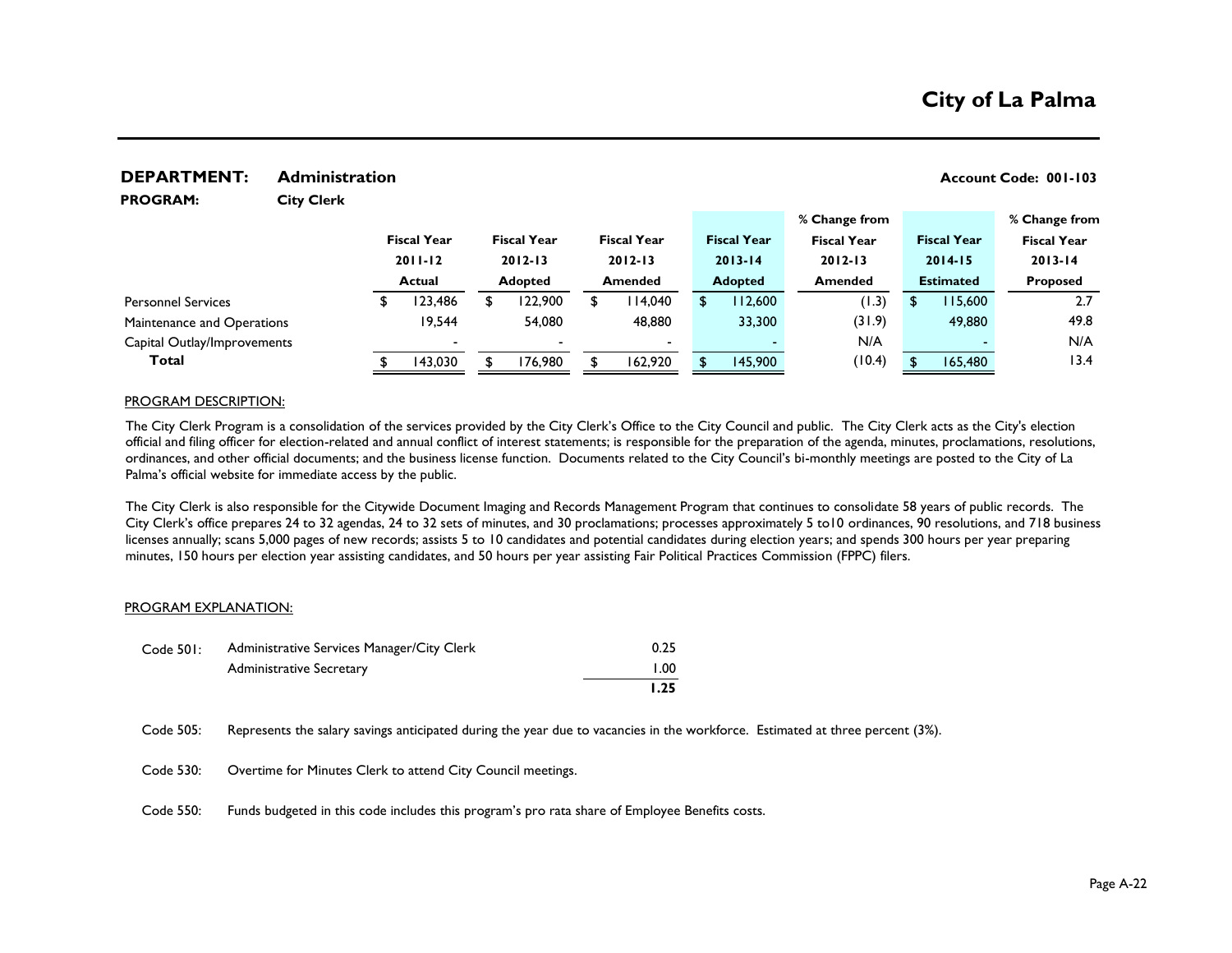# City of La Palma

**DEPARTMENT:** **Administration** **Account Code: 001-103**

**PROGRAM:** **City Clerk**

| | Fiscal Year 2011-12 Actual | Fiscal Year 2012-13 Adopted | Fiscal Year 2012-13 Amended | Fiscal Year 2013-14 Adopted | % Change from Fiscal Year 2012-13 Amended | Fiscal Year 2014-15 Estimated | % Change from Fiscal Year 2013-14 Proposed |
|---|---|---|---|---|---|---|---|
| Personnel Services | $ 123,486 | $ 122,900 | $ 114,040 | $ 112,600 | (1.3) | $ 115,600 | 2.7 |
| Maintenance and Operations | 19,544 | 54,080 | 48,880 | 33,300 | (31.9) | 49,880 | 49.8 |
| Capital Outlay/Improvements | - | - | - | - | N/A | - | N/A |
| **Total** | $ 143,030 | $ 176,980 | $ 162,920 | $ 145,900 | (10.4) | $ 165,480 | 13.4 |

PROGRAM DESCRIPTION:

The City Clerk Program is a consolidation of the services provided by the City Clerk's Office to the City Council and public. The City Clerk acts as the City's election official and filing officer for election-related and annual conflict of interest statements; is responsible for the preparation of the agenda, minutes, proclamations, resolutions, ordinances, and other official documents; and the business license function. Documents related to the City Council's bi-monthly meetings are posted to the City of La Palma's official website for immediate access by the public.

The City Clerk is also responsible for the Citywide Document Imaging and Records Management Program that continues to consolidate 58 years of public records. The City Clerk's office prepares 24 to 32 agendas, 24 to 32 sets of minutes, and 30 proclamations; processes approximately 5 to10 ordinances, 90 resolutions, and 718 business licenses annually; scans 5,000 pages of new records; assists 5 to 10 candidates and potential candidates during election years; and spends 300 hours per year preparing minutes, 150 hours per election year assisting candidates, and 50 hours per year assisting Fair Political Practices Commission (FPPC) filers.

PROGRAM EXPLANATION:

| | | |
|---|---|---|
| Code 501: | Administrative Services Manager/City Clerk | 0.25 |
| | Administrative Secretary | 1.00 |
| | | **1.25** |

Code 505: Represents the salary savings anticipated during the year due to vacancies in the workforce. Estimated at three percent (3%).

Code 530: Overtime for Minutes Clerk to attend City Council meetings.

Code 550: Funds budgeted in this code includes this program's pro rata share of Employee Benefits costs.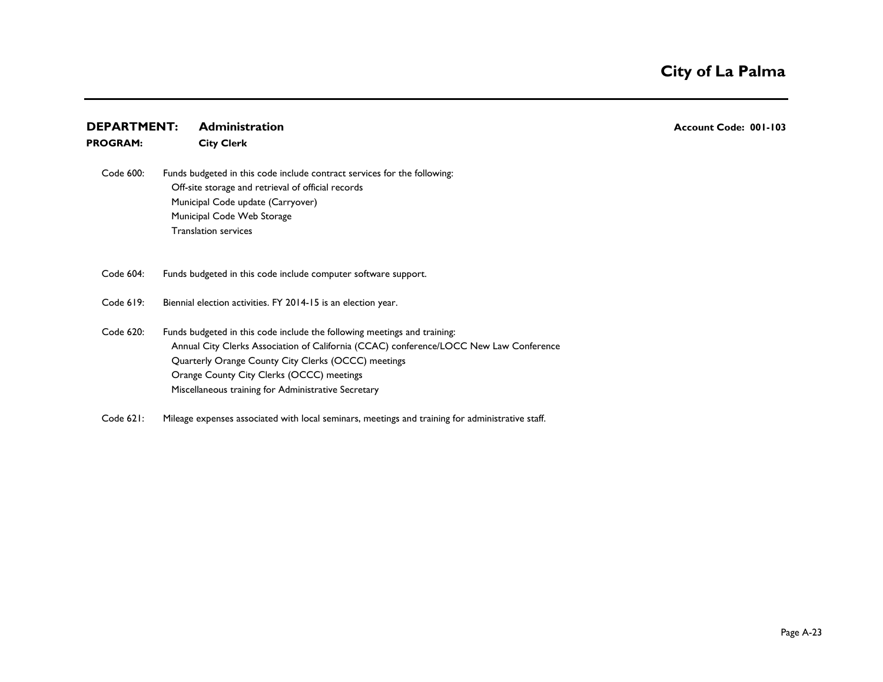# City of La Palma

**DEPARTMENT:** **Administration** **Account Code: 001-103**

**PROGRAM:** **City Clerk**

Code 600: Funds budgeted in this code include contract services for the following:
- Off-site storage and retrieval of official records
- Municipal Code update (Carryover)
- Municipal Code Web Storage
- Translation services

Code 604: Funds budgeted in this code include computer software support.

Code 619: Biennial election activities. FY 2014-15 is an election year.

Code 620: Funds budgeted in this code include the following meetings and training:
- Annual City Clerks Association of California (CCAC) conference/LOCC New Law Conference
- Quarterly Orange County City Clerks (OCCC) meetings
- Orange County City Clerks (OCCC) meetings
- Miscellaneous training for Administrative Secretary

Code 621: Mileage expenses associated with local seminars, meetings and training for administrative staff.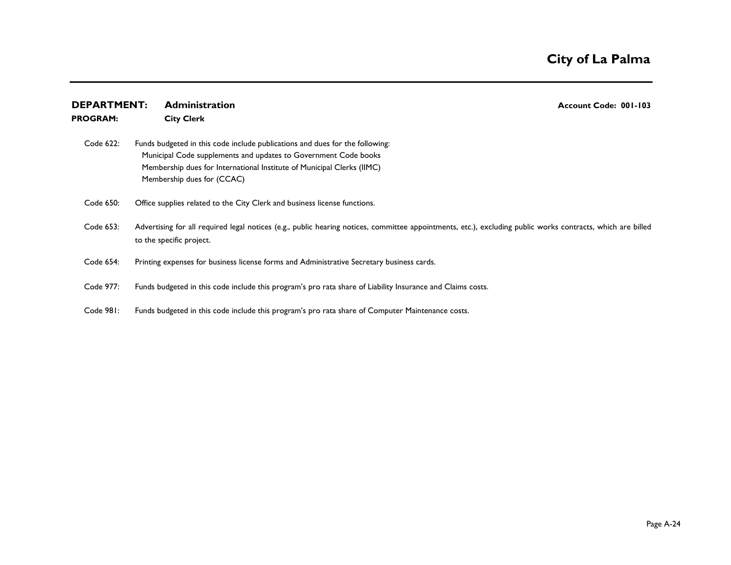**DEPARTMENT:** **Administration** **Account Code: 001-103**

**PROGRAM:** **City Clerk**

Code 622: Funds budgeted in this code include publications and dues for the following:
- Municipal Code supplements and updates to Government Code books
- Membership dues for International Institute of Municipal Clerks (IIMC)
- Membership dues for (CCAC)

Code 650: Office supplies related to the City Clerk and business license functions.

Code 653: Advertising for all required legal notices (e.g., public hearing notices, committee appointments, etc.), excluding public works contracts, which are billed to the specific project.

Code 654: Printing expenses for business license forms and Administrative Secretary business cards.

Code 977: Funds budgeted in this code include this program's pro rata share of Liability Insurance and Claims costs.

Code 981: Funds budgeted in this code include this program's pro rata share of Computer Maintenance costs.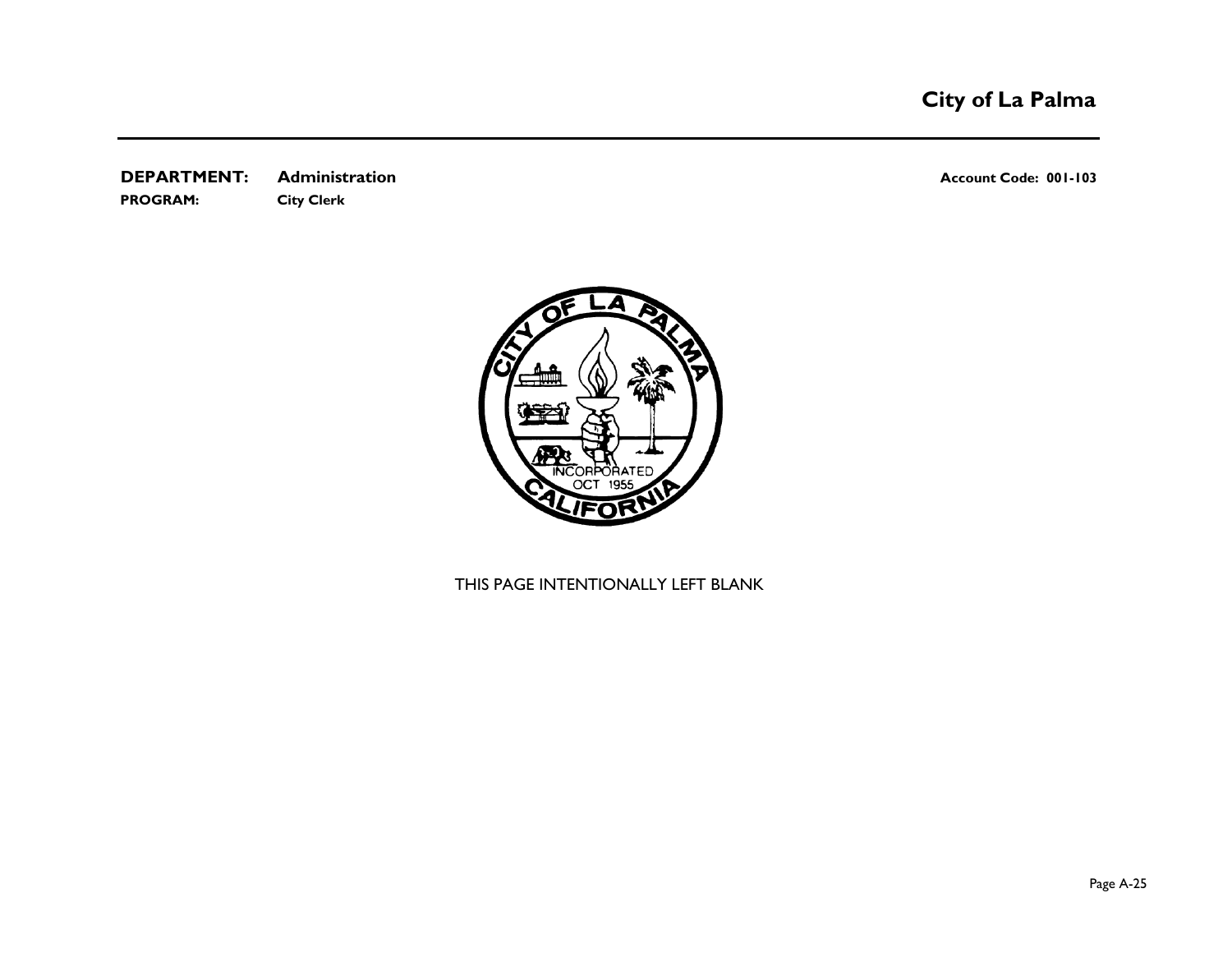**DEPARTMENT:** **Administration** **Account Code: 001-103**

**PROGRAM:** **City Clerk**

THIS PAGE INTENTIONALLY LEFT BLANK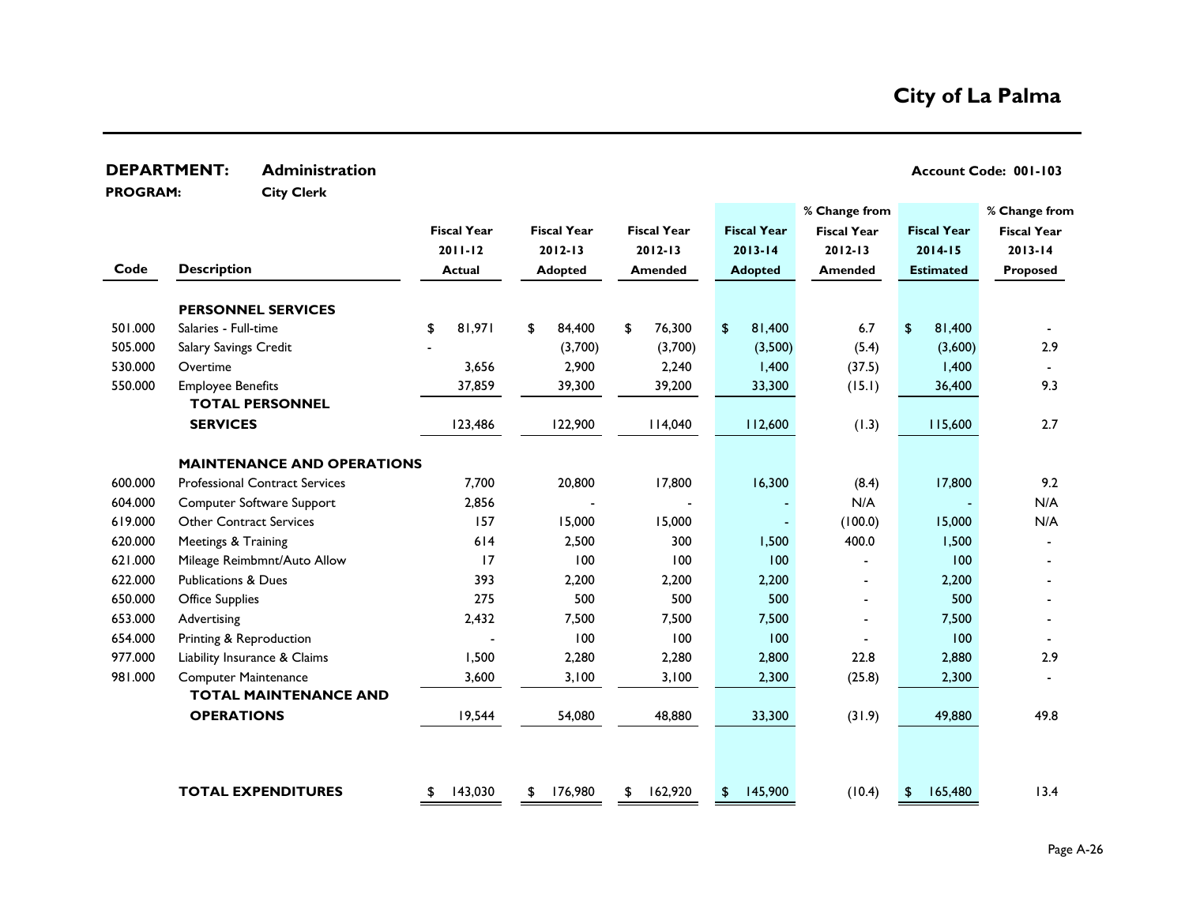# City of La Palma

**DEPARTMENT:** Administration **Account Code: 001-103**

**PROGRAM:** City Clerk

| Code | Description | Fiscal Year 2011-12 Actual | Fiscal Year 2012-13 Adopted | Fiscal Year 2012-13 Amended | Fiscal Year 2013-14 Adopted | % Change from Fiscal Year 2012-13 Amended | Fiscal Year 2014-15 Estimated | % Change from Fiscal Year 2013-14 Proposed |
|---|---|---|---|---|---|---|---|---|
| | **PERSONNEL SERVICES** | | | | | | | |
| 501.000 | Salaries - Full-time | $ 81,971 | $ 84,400 | $ 76,300 | $ 81,400 | 6.7 | $ 81,400 | - |
| 505.000 | Salary Savings Credit | - | (3,700) | (3,700) | (3,500) | (5.4) | (3,600) | 2.9 |
| 530.000 | Overtime | 3,656 | 2,900 | 2,240 | 1,400 | (37.5) | 1,400 | - |
| 550.000 | Employee Benefits | 37,859 | 39,300 | 39,200 | 33,300 | (15.1) | 36,400 | 9.3 |
| | **TOTAL PERSONNEL SERVICES** | 123,486 | 122,900 | 114,040 | 112,600 | (1.3) | 115,600 | 2.7 |
| | **MAINTENANCE AND OPERATIONS** | | | | | | | |
| 600.000 | Professional Contract Services | 7,700 | 20,800 | 17,800 | 16,300 | (8.4) | 17,800 | 9.2 |
| 604.000 | Computer Software Support | 2,856 | - | - | - | N/A | - | N/A |
| 619.000 | Other Contract Services | 157 | 15,000 | 15,000 | - | (100.0) | 15,000 | N/A |
| 620.000 | Meetings & Training | 614 | 2,500 | 300 | 1,500 | 400.0 | 1,500 | - |
| 621.000 | Mileage Reimbmnt/Auto Allow | 17 | 100 | 100 | 100 | - | 100 | - |
| 622.000 | Publications & Dues | 393 | 2,200 | 2,200 | 2,200 | - | 2,200 | - |
| 650.000 | Office Supplies | 275 | 500 | 500 | 500 | - | 500 | - |
| 653.000 | Advertising | 2,432 | 7,500 | 7,500 | 7,500 | - | 7,500 | - |
| 654.000 | Printing & Reproduction | - | 100 | 100 | 100 | - | 100 | - |
| 977.000 | Liability Insurance & Claims | 1,500 | 2,280 | 2,280 | 2,800 | 22.8 | 2,880 | 2.9 |
| 981.000 | Computer Maintenance | 3,600 | 3,100 | 3,100 | 2,300 | (25.8) | 2,300 | - |
| | **TOTAL MAINTENANCE AND OPERATIONS** | 19,544 | 54,080 | 48,880 | 33,300 | (31.9) | 49,880 | 49.8 |
| | **TOTAL EXPENDITURES** | $ 143,030 | $ 176,980 | $ 162,920 | $ 145,900 | (10.4) | $ 165,480 | 13.4 |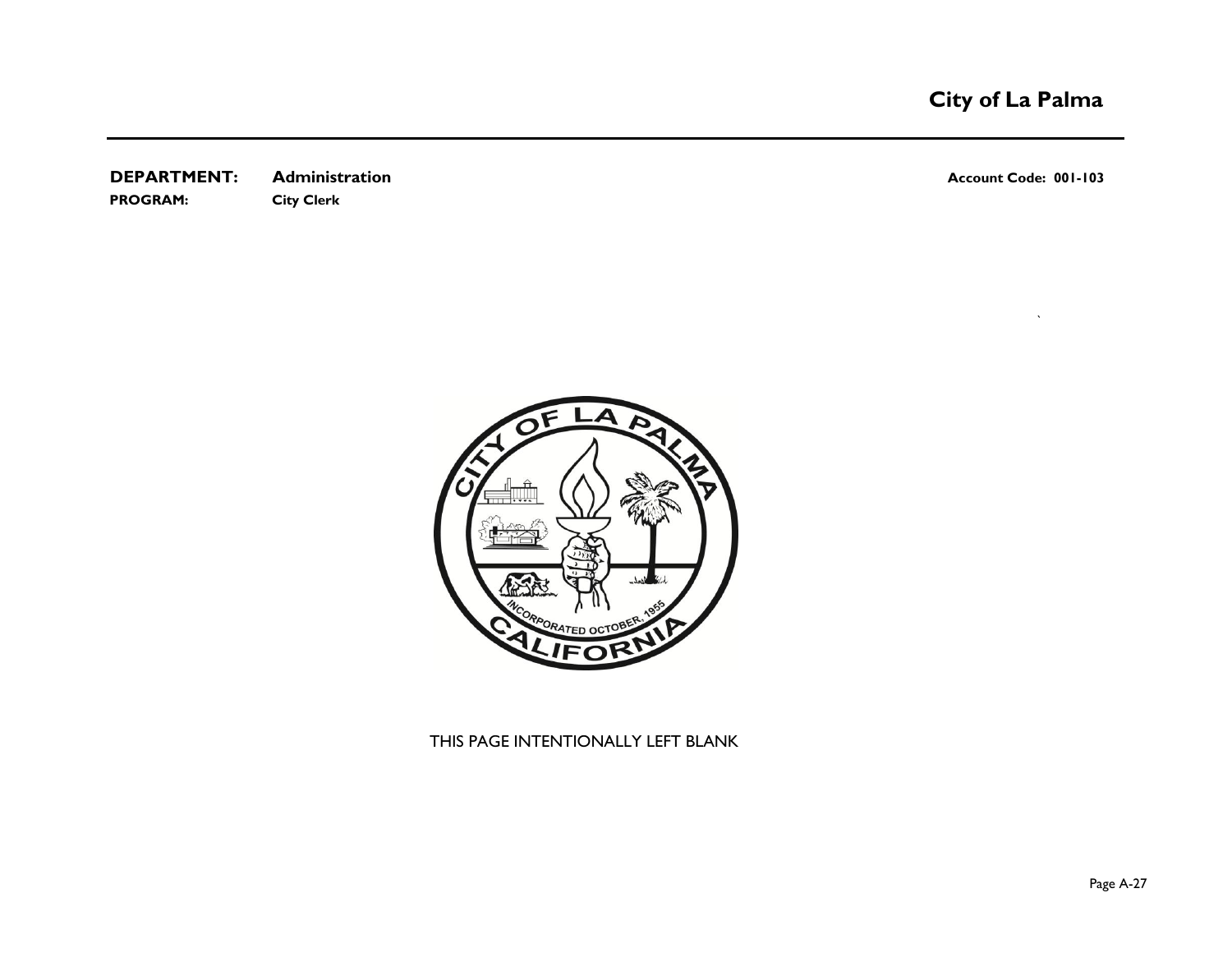**DEPARTMENT:** Administration **Account Code: 001-103**

**PROGRAM:** City Clerk

THIS PAGE INTENTIONALLY LEFT BLANK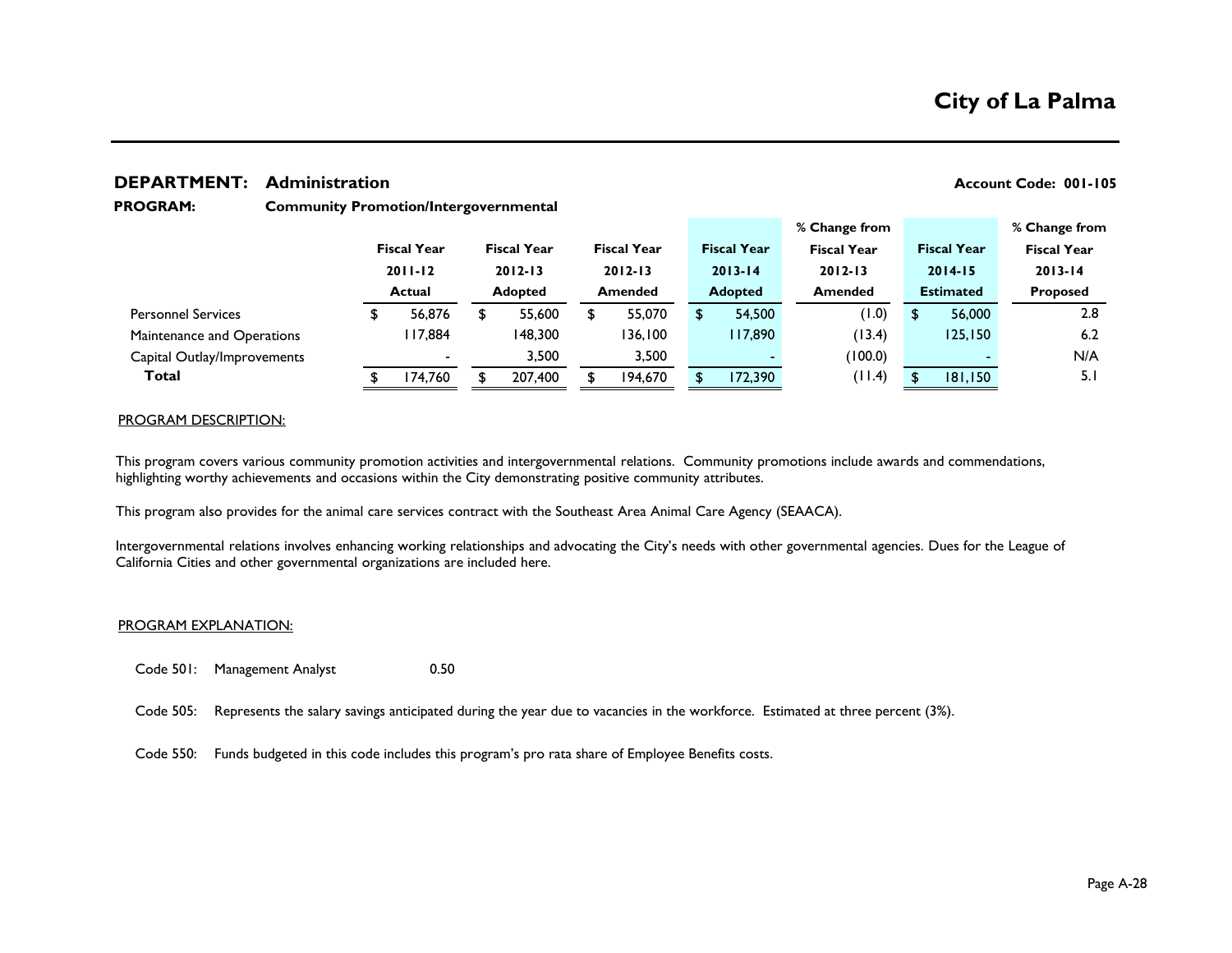# City of La Palma

**DEPARTMENT: Administration** **Account Code: 001-105**

**PROGRAM: Community Promotion/Intergovernmental**

| | Fiscal Year 2011-12 Actual | Fiscal Year 2012-13 Adopted | Fiscal Year 2012-13 Amended | Fiscal Year 2013-14 Adopted | % Change from Fiscal Year 2012-13 Amended | Fiscal Year 2014-15 Estimated | % Change from Fiscal Year 2013-14 Proposed |
|---|---|---|---|---|---|---|---|
| Personnel Services | $ 56,876 | $ 55,600 | $ 55,070 | $ 54,500 | (1.0) | $ 56,000 | 2.8 |
| Maintenance and Operations | 117,884 | 148,300 | 136,100 | 117,890 | (13.4) | 125,150 | 6.2 |
| Capital Outlay/Improvements | - | 3,500 | 3,500 | - | (100.0) | - | N/A |
| **Total** | $ 174,760 | $ 207,400 | $ 194,670 | $ 172,390 | (11.4) | $ 181,150 | 5.1 |

PROGRAM DESCRIPTION:

This program covers various community promotion activities and intergovernmental relations. Community promotions include awards and commendations, highlighting worthy achievements and occasions within the City demonstrating positive community attributes.

This program also provides for the animal care services contract with the Southeast Area Animal Care Agency (SEAACA).

Intergovernmental relations involves enhancing working relationships and advocating the City's needs with other governmental agencies. Dues for the League of California Cities and other governmental organizations are included here.

PROGRAM EXPLANATION:

Code 501: Management Analyst 0.50

Code 505: Represents the salary savings anticipated during the year due to vacancies in the workforce. Estimated at three percent (3%).

Code 550: Funds budgeted in this code includes this program's pro rata share of Employee Benefits costs.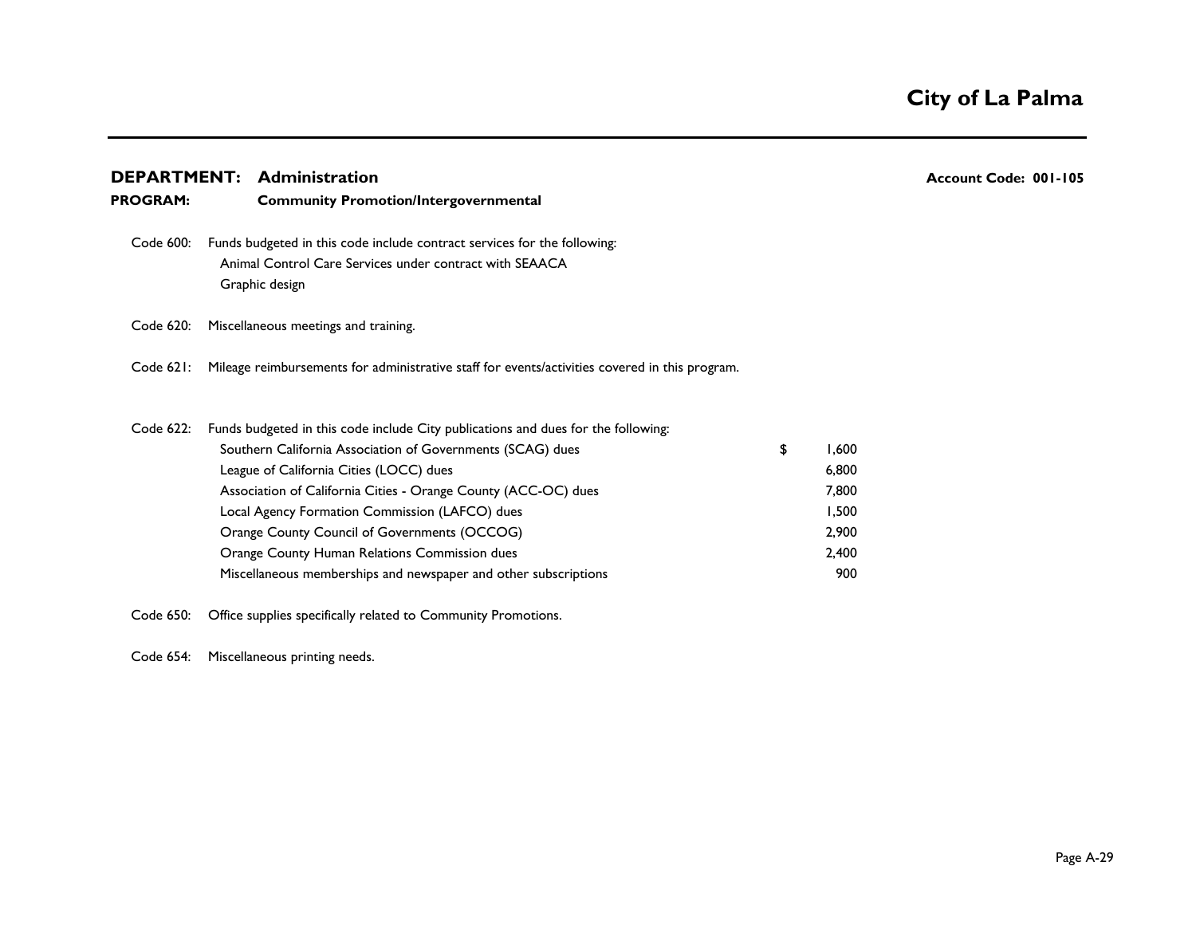# City of La Palma

## DEPARTMENT: Administration

**Account Code: 001-105**

**PROGRAM: Community Promotion/Intergovernmental**

Code 600: Funds budgeted in this code include contract services for the following:
- Animal Control Care Services under contract with SEAACA
- Graphic design

Code 620: Miscellaneous meetings and training.

Code 621: Mileage reimbursements for administrative staff for events/activities covered in this program.

Code 622: Funds budgeted in this code include City publications and dues for the following:

| Item | Amount |
|---|---|
| Southern California Association of Governments (SCAG) dues | $ 1,600 |
| League of California Cities (LOCC) dues | 6,800 |
| Association of California Cities - Orange County (ACC-OC) dues | 7,800 |
| Local Agency Formation Commission (LAFCO) dues | 1,500 |
| Orange County Council of Governments (OCCOG) | 2,900 |
| Orange County Human Relations Commission dues | 2,400 |
| Miscellaneous memberships and newspaper and other subscriptions | 900 |

Code 650: Office supplies specifically related to Community Promotions.

Code 654: Miscellaneous printing needs.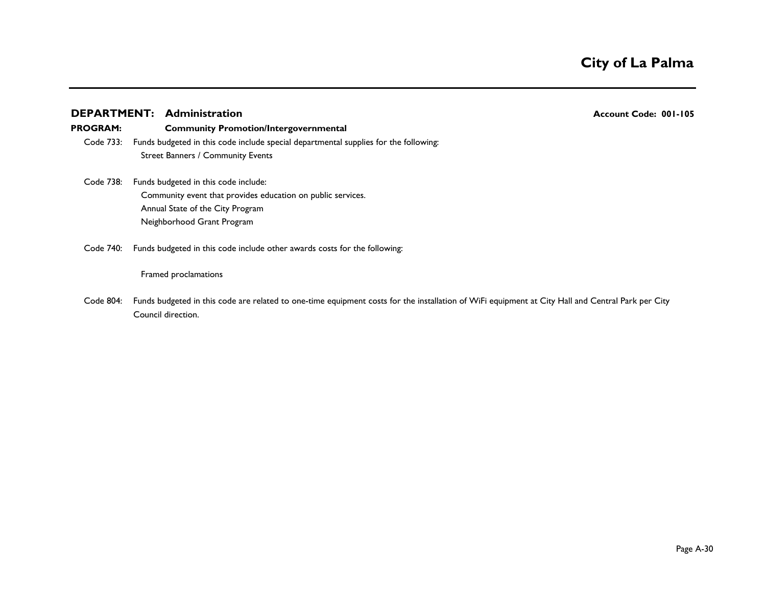# City of La Palma

**DEPARTMENT: Administration** **Account Code: 001-105**

**PROGRAM: Community Promotion/Intergovernmental**

Code 733: Funds budgeted in this code include special departmental supplies for the following:
Street Banners / Community Events

Code 738: Funds budgeted in this code include:
Community event that provides education on public services.
Annual State of the City Program
Neighborhood Grant Program

Code 740: Funds budgeted in this code include other awards costs for the following:

Framed proclamations

Code 804: Funds budgeted in this code are related to one-time equipment costs for the installation of WiFi equipment at City Hall and Central Park per City Council direction.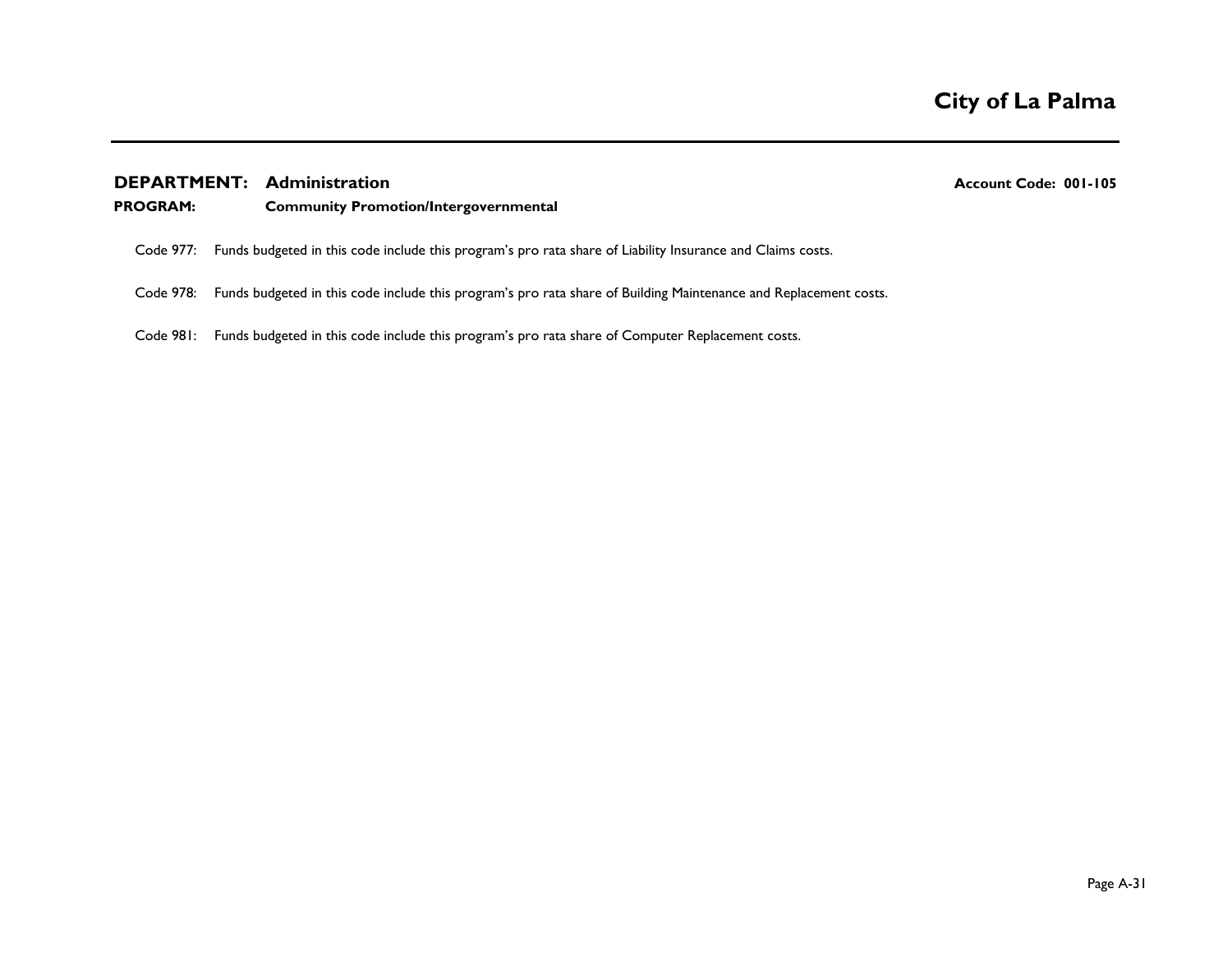**DEPARTMENT: Administration** **Account Code: 001-105**

**PROGRAM: Community Promotion/Intergovernmental**

Code 977: Funds budgeted in this code include this program's pro rata share of Liability Insurance and Claims costs.

Code 978: Funds budgeted in this code include this program's pro rata share of Building Maintenance and Replacement costs.

Code 981: Funds budgeted in this code include this program's pro rata share of Computer Replacement costs.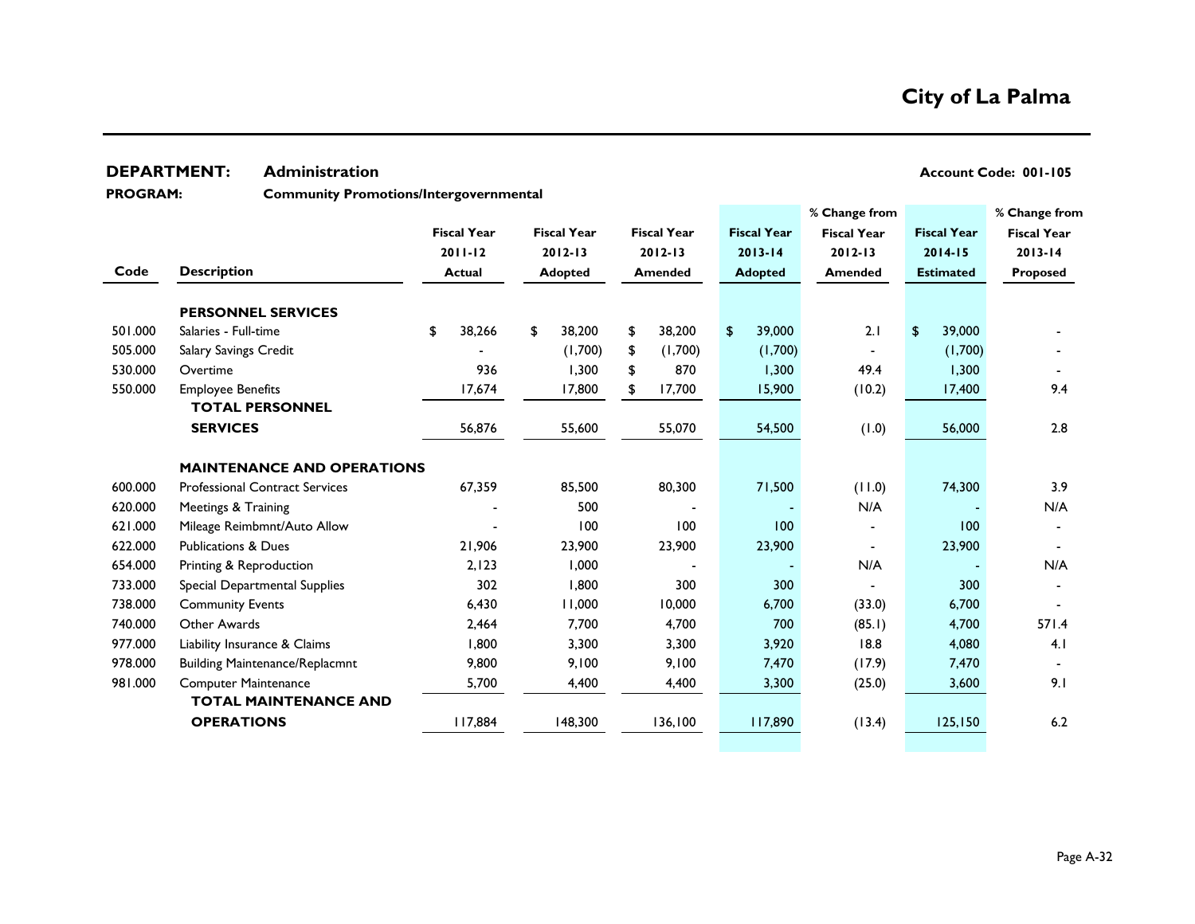# City of La Palma

**DEPARTMENT:** Administration **Account Code: 001-105**

**PROGRAM:** Community Promotions/Intergovernmental

| Code | Description | Fiscal Year 2011-12 Actual | Fiscal Year 2012-13 Adopted | Fiscal Year 2012-13 Amended | Fiscal Year 2013-14 Adopted | % Change from Fiscal Year 2012-13 Amended | Fiscal Year 2014-15 Estimated | % Change from Fiscal Year 2013-14 Proposed |
|---|---|---|---|---|---|---|---|---|
| | **PERSONNEL SERVICES** | | | | | | | |
| 501.000 | Salaries - Full-time | $ 38,266 | $ 38,200 | $ 38,200 | $ 39,000 | 2.1 | $ 39,000 | - |
| 505.000 | Salary Savings Credit | - | (1,700) | $ (1,700) | (1,700) | - | (1,700) | - |
| 530.000 | Overtime | 936 | 1,300 | $ 870 | 1,300 | 49.4 | 1,300 | - |
| 550.000 | Employee Benefits | 17,674 | 17,800 | $ 17,700 | 15,900 | (10.2) | 17,400 | 9.4 |
| | **TOTAL PERSONNEL SERVICES** | 56,876 | 55,600 | 55,070 | 54,500 | (1.0) | 56,000 | 2.8 |
| | **MAINTENANCE AND OPERATIONS** | | | | | | | |
| 600.000 | Professional Contract Services | 67,359 | 85,500 | 80,300 | 71,500 | (11.0) | 74,300 | 3.9 |
| 620.000 | Meetings & Training | - | 500 | - | - | N/A | - | N/A |
| 621.000 | Mileage Reimbmnt/Auto Allow | - | 100 | 100 | 100 | - | 100 | - |
| 622.000 | Publications & Dues | 21,906 | 23,900 | 23,900 | 23,900 | - | 23,900 | - |
| 654.000 | Printing & Reproduction | 2,123 | 1,000 | - | - | N/A | - | N/A |
| 733.000 | Special Departmental Supplies | 302 | 1,800 | 300 | 300 | - | 300 | - |
| 738.000 | Community Events | 6,430 | 11,000 | 10,000 | 6,700 | (33.0) | 6,700 | - |
| 740.000 | Other Awards | 2,464 | 7,700 | 4,700 | 700 | (85.1) | 4,700 | 571.4 |
| 977.000 | Liability Insurance & Claims | 1,800 | 3,300 | 3,300 | 3,920 | 18.8 | 4,080 | 4.1 |
| 978.000 | Building Maintenance/Replacmnt | 9,800 | 9,100 | 9,100 | 7,470 | (17.9) | 7,470 | - |
| 981.000 | Computer Maintenance | 5,700 | 4,400 | 4,400 | 3,300 | (25.0) | 3,600 | 9.1 |
| | **TOTAL MAINTENANCE AND OPERATIONS** | 117,884 | 148,300 | 136,100 | 117,890 | (13.4) | 125,150 | 6.2 |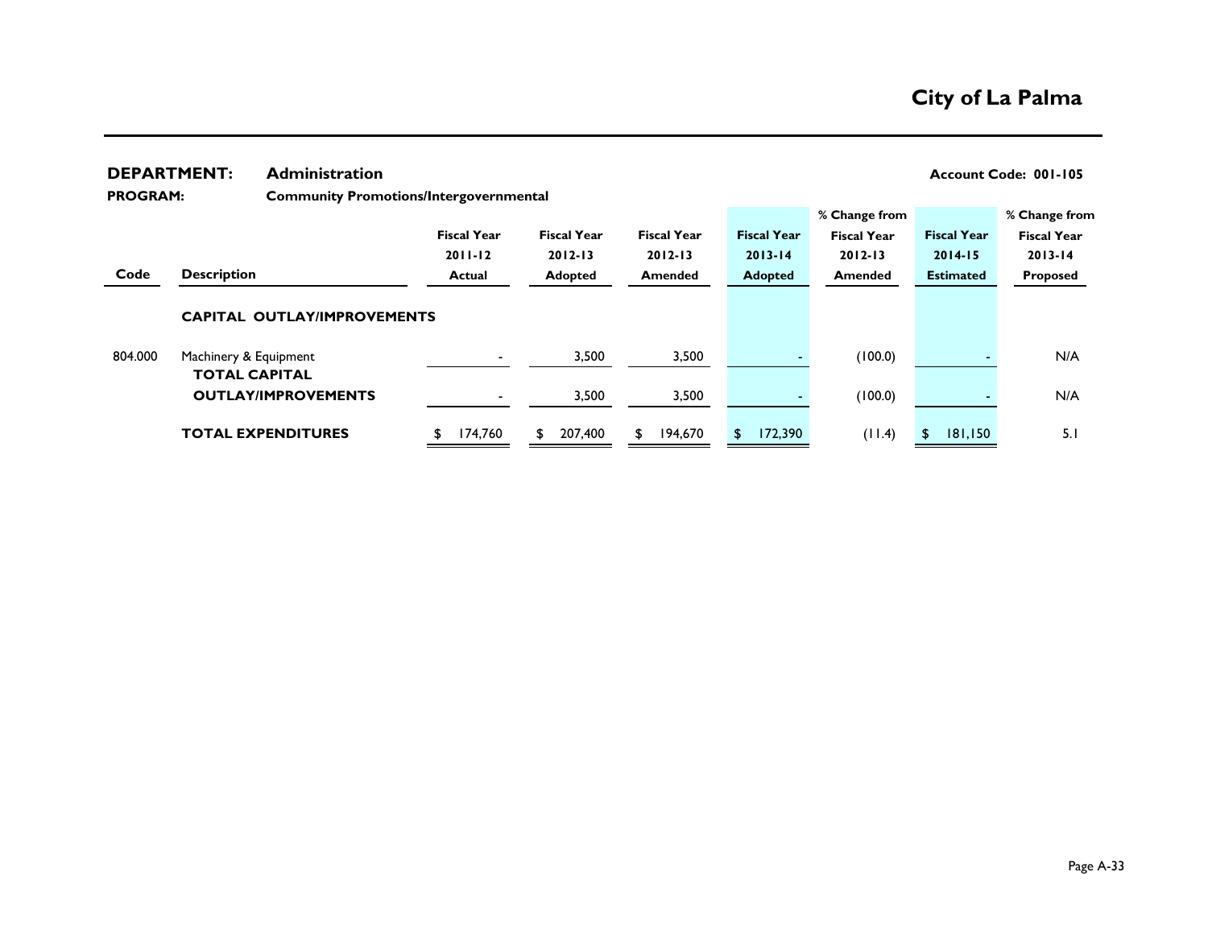# City of La Palma

**DEPARTMENT:** Administration **Account Code: 001-105**

**PROGRAM:** Community Promotions/Intergovernmental

| Code | Description | Fiscal Year 2011-12 Actual | Fiscal Year 2012-13 Adopted | Fiscal Year 2012-13 Amended | Fiscal Year 2013-14 Adopted | % Change from Fiscal Year 2012-13 Amended | Fiscal Year 2014-15 Estimated | % Change from Fiscal Year 2013-14 Proposed |
|---|---|---|---|---|---|---|---|---|
| | **CAPITAL OUTLAY/IMPROVEMENTS** | | | | | | | |
| 804.000 | Machinery & Equipment | - | 3,500 | 3,500 | - | (100.0) | - | N/A |
| | **TOTAL CAPITAL OUTLAY/IMPROVEMENTS** | - | 3,500 | 3,500 | - | (100.0) | - | N/A |
| | **TOTAL EXPENDITURES** | $ 174,760 | $ 207,400 | $ 194,670 | $ 172,390 | (11.4) | $ 181,150 | 5.1 |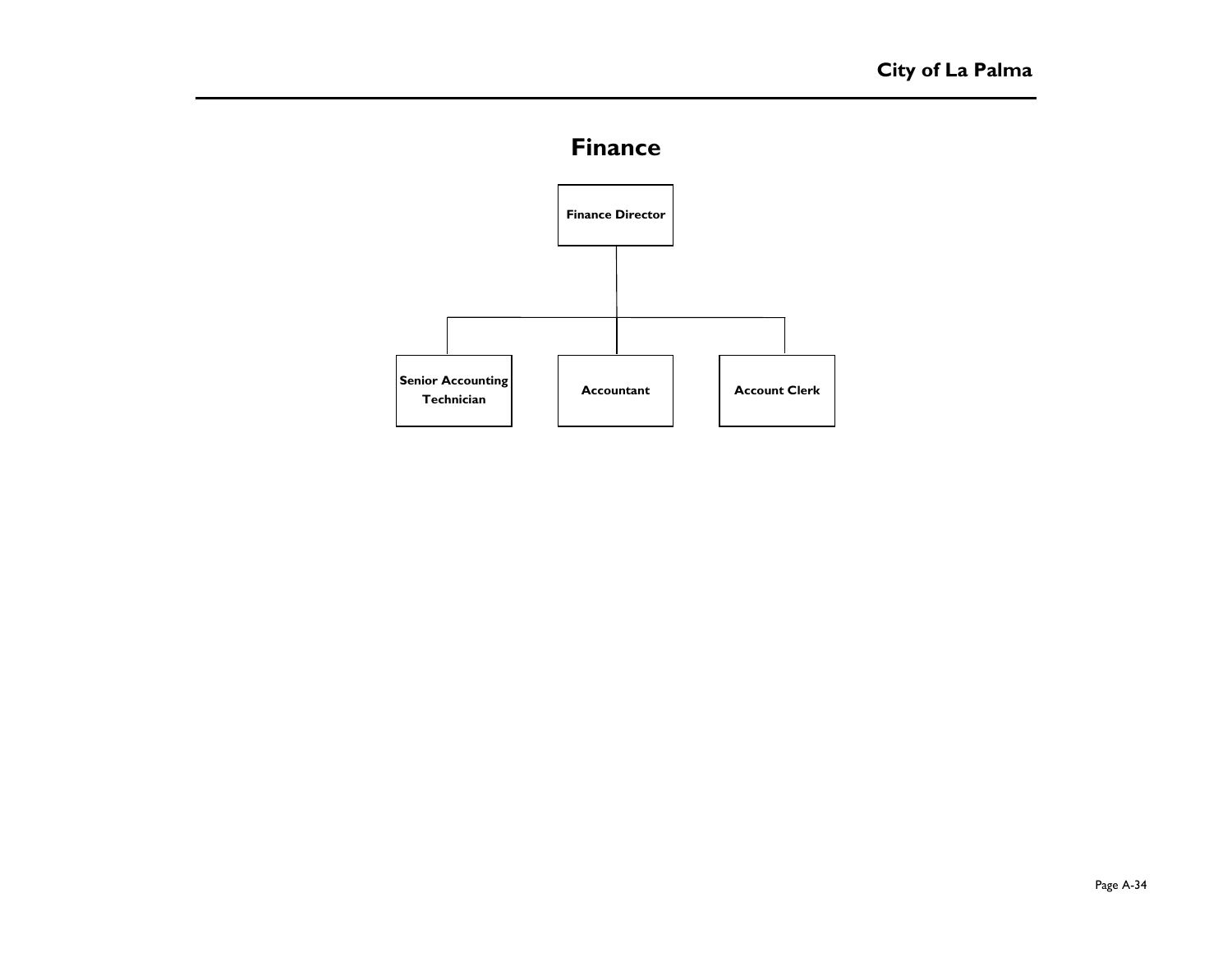# Finance

- **Finance Director**
  - **Senior Accounting Technician**
  - **Accountant**
  - **Account Clerk**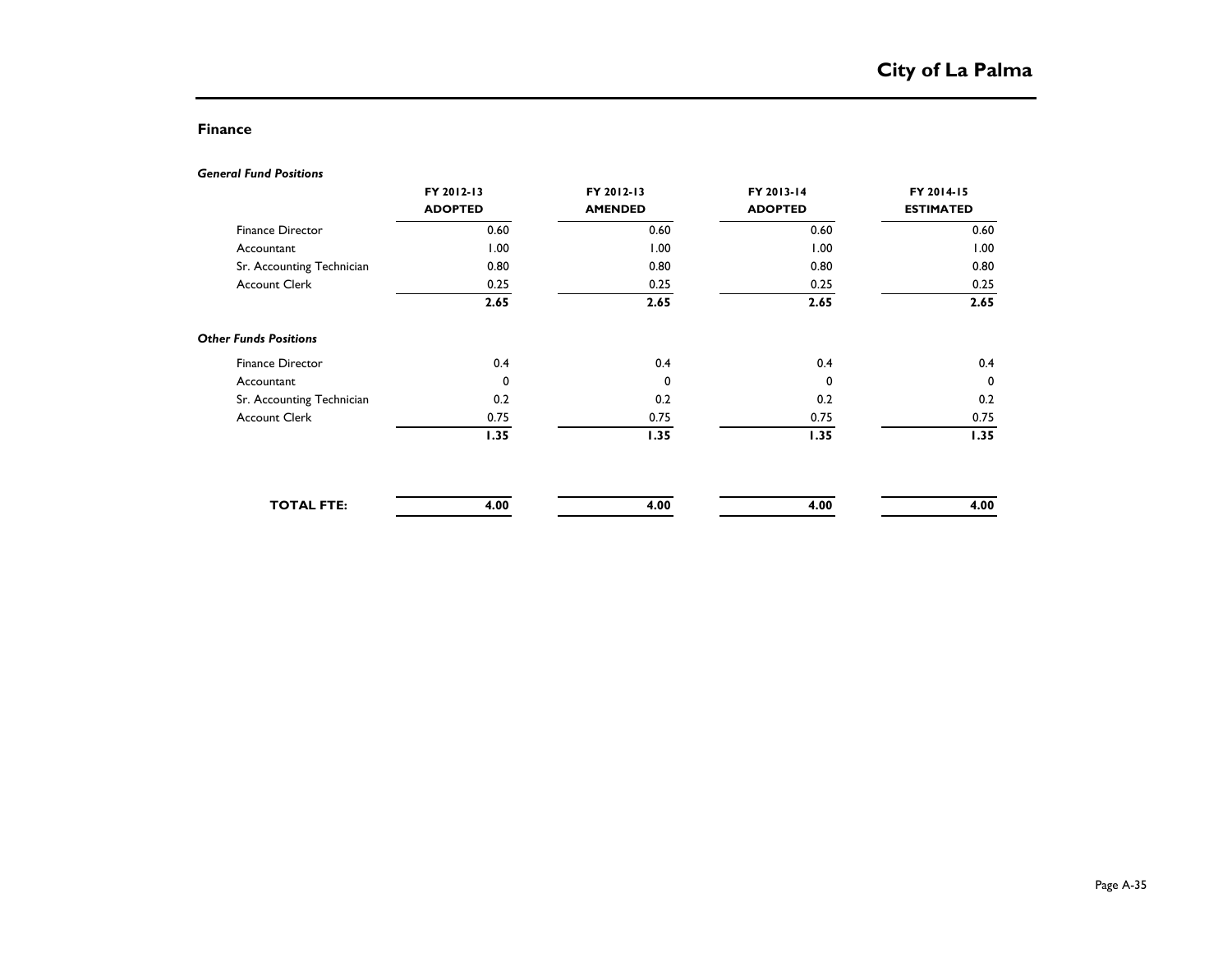## Finance

| *General Fund Positions* | FY 2012-13 ADOPTED | FY 2012-13 AMENDED | FY 2013-14 ADOPTED | FY 2014-15 ESTIMATED |
|---|---|---|---|---|
| Finance Director | 0.60 | 0.60 | 0.60 | 0.60 |
| Accountant | 1.00 | 1.00 | 1.00 | 1.00 |
| Sr. Accounting Technician | 0.80 | 0.80 | 0.80 | 0.80 |
| Account Clerk | 0.25 | 0.25 | 0.25 | 0.25 |
| | **2.65** | **2.65** | **2.65** | **2.65** |
| ***Other Funds Positions*** | | | | |
| Finance Director | 0.4 | 0.4 | 0.4 | 0.4 |
| Accountant | 0 | 0 | 0 | 0 |
| Sr. Accounting Technician | 0.2 | 0.2 | 0.2 | 0.2 |
| Account Clerk | 0.75 | 0.75 | 0.75 | 0.75 |
| | **1.35** | **1.35** | **1.35** | **1.35** |
| **TOTAL FTE:** | **4.00** | **4.00** | **4.00** | **4.00** |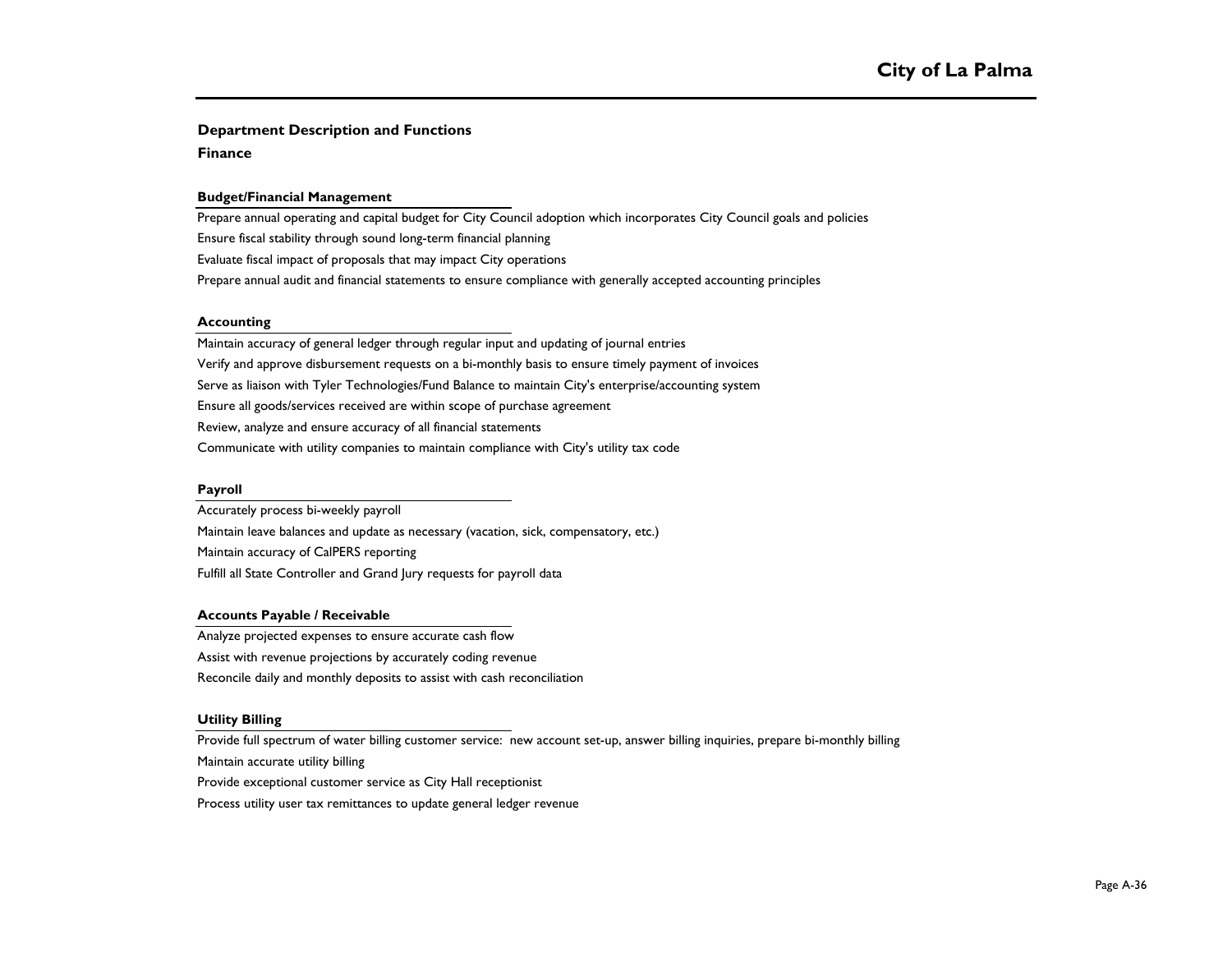## Department Description and Functions

### Finance

#### Budget/Financial Management

Prepare annual operating and capital budget for City Council adoption which incorporates City Council goals and policies

Ensure fiscal stability through sound long-term financial planning

Evaluate fiscal impact of proposals that may impact City operations

Prepare annual audit and financial statements to ensure compliance with generally accepted accounting principles

#### Accounting

Maintain accuracy of general ledger through regular input and updating of journal entries

Verify and approve disbursement requests on a bi-monthly basis to ensure timely payment of invoices

Serve as liaison with Tyler Technologies/Fund Balance to maintain City's enterprise/accounting system

Ensure all goods/services received are within scope of purchase agreement

Review, analyze and ensure accuracy of all financial statements

Communicate with utility companies to maintain compliance with City's utility tax code

#### Payroll

Accurately process bi-weekly payroll

Maintain leave balances and update as necessary (vacation, sick, compensatory, etc.)

Maintain accuracy of CalPERS reporting

Fulfill all State Controller and Grand Jury requests for payroll data

#### Accounts Payable / Receivable

Analyze projected expenses to ensure accurate cash flow

Assist with revenue projections by accurately coding revenue

Reconcile daily and monthly deposits to assist with cash reconciliation

#### Utility Billing

Provide full spectrum of water billing customer service: new account set-up, answer billing inquiries, prepare bi-monthly billing

Maintain accurate utility billing

Provide exceptional customer service as City Hall receptionist

Process utility user tax remittances to update general ledger revenue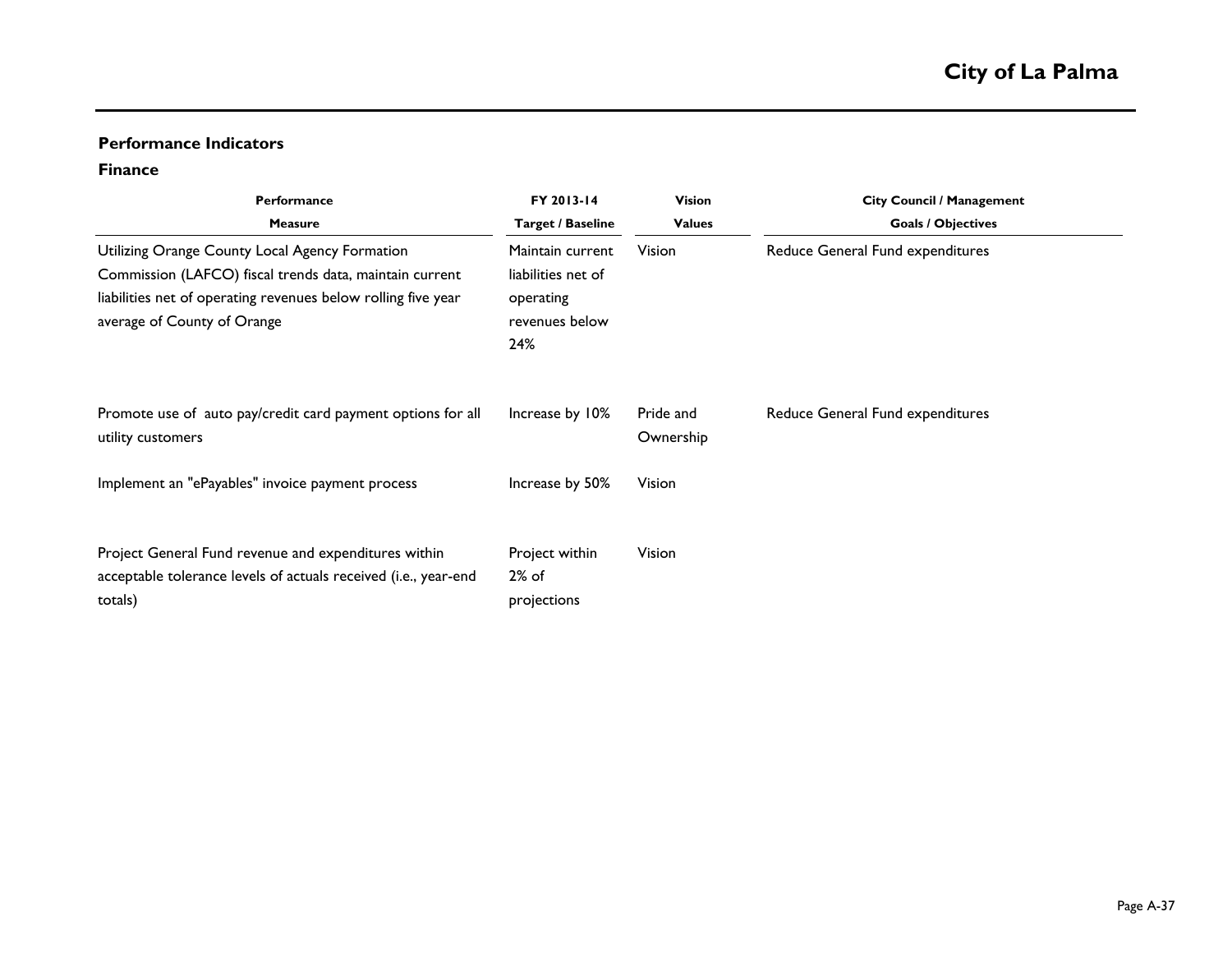## Performance Indicators

### Finance

| Performance Measure | FY 2013-14 Target / Baseline | Vision Values | City Council / Management Goals / Objectives |
|---|---|---|---|
| Utilizing Orange County Local Agency Formation Commission (LAFCO) fiscal trends data, maintain current liabilities net of operating revenues below rolling five year average of County of Orange | Maintain current liabilities net of operating revenues below 24% | Vision | Reduce General Fund expenditures |
| Promote use of auto pay/credit card payment options for all utility customers | Increase by 10% | Pride and Ownership | Reduce General Fund expenditures |
| Implement an "ePayables" invoice payment process | Increase by 50% | Vision | |
| Project General Fund revenue and expenditures within acceptable tolerance levels of actuals received (i.e., year-end totals) | Project within 2% of projections | Vision | |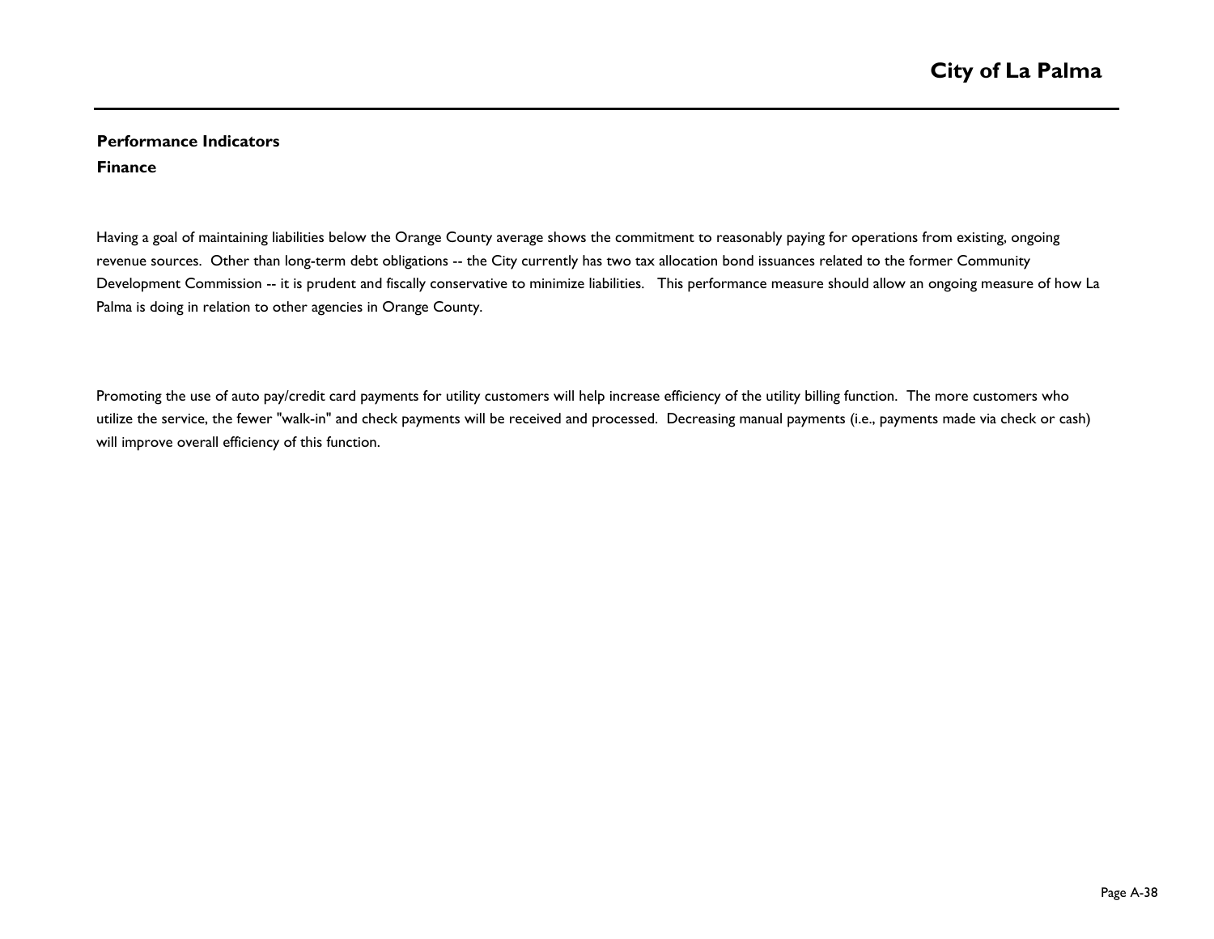**Performance Indicators**

**Finance**

Having a goal of maintaining liabilities below the Orange County average shows the commitment to reasonably paying for operations from existing, ongoing revenue sources. Other than long-term debt obligations -- the City currently has two tax allocation bond issuances related to the former Community Development Commission -- it is prudent and fiscally conservative to minimize liabilities. This performance measure should allow an ongoing measure of how La Palma is doing in relation to other agencies in Orange County.

Promoting the use of auto pay/credit card payments for utility customers will help increase efficiency of the utility billing function. The more customers who utilize the service, the fewer "walk-in" and check payments will be received and processed. Decreasing manual payments (i.e., payments made via check or cash) will improve overall efficiency of this function.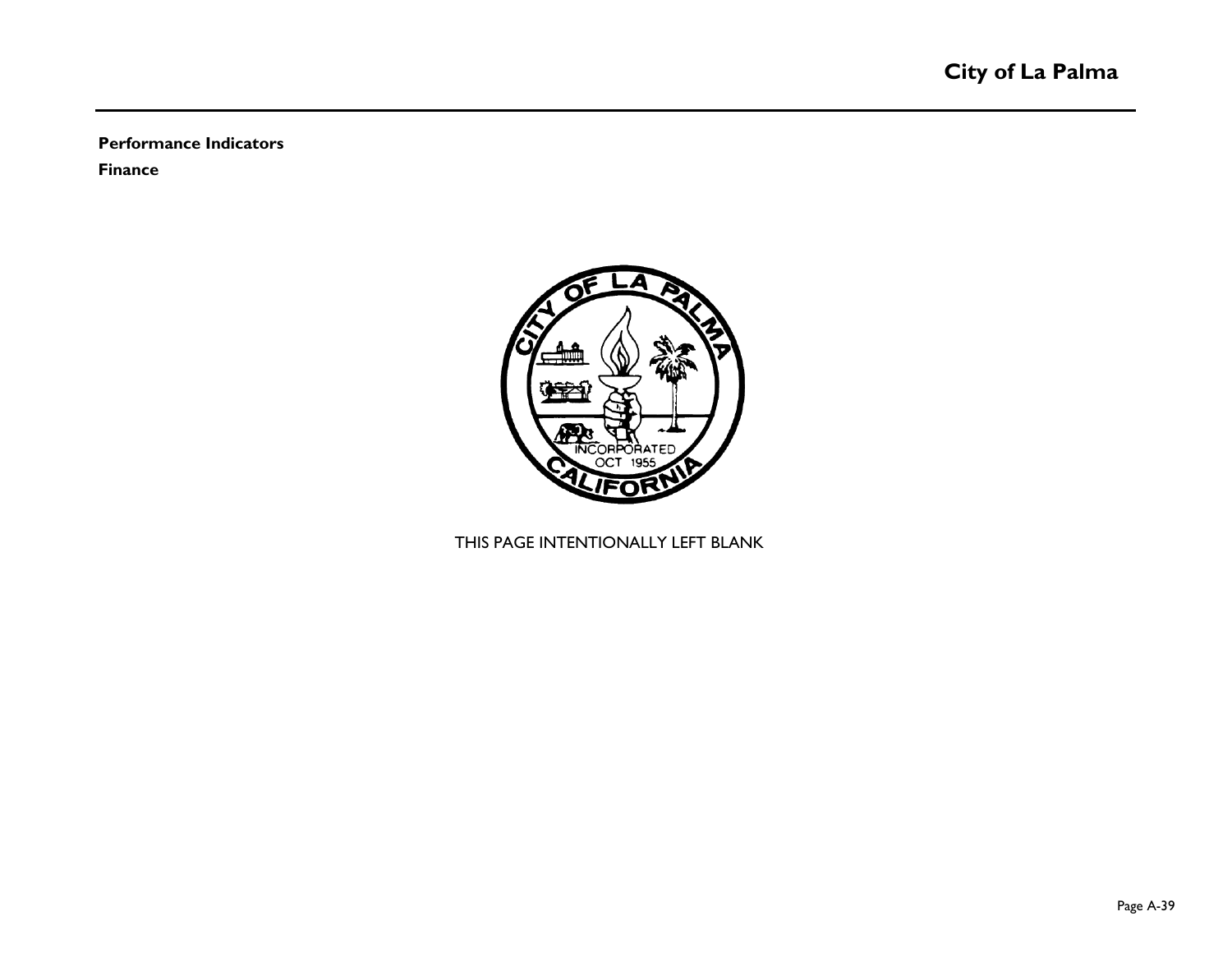**Performance Indicators**

**Finance**

THIS PAGE INTENTIONALLY LEFT BLANK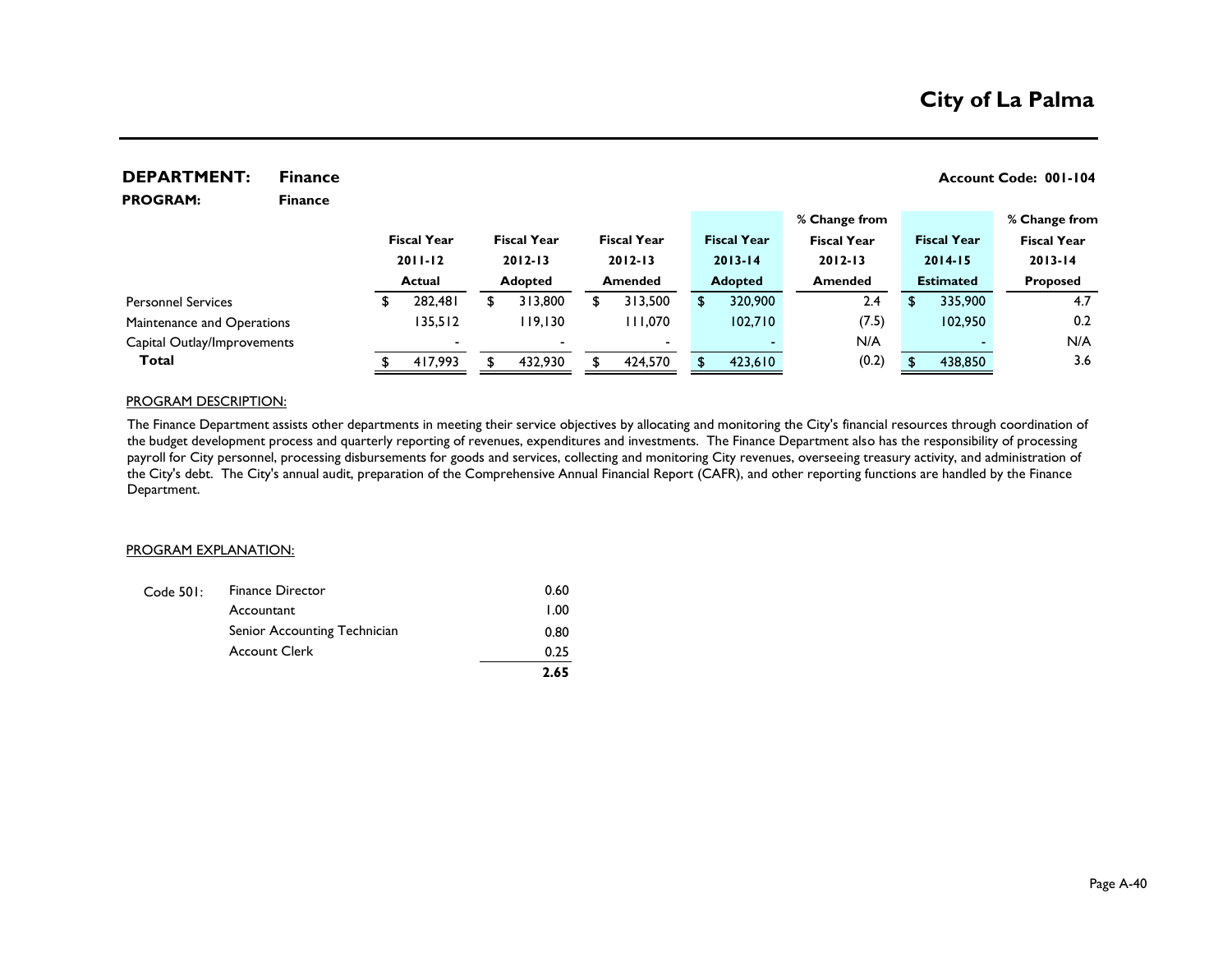# City of La Palma

## DEPARTMENT: Finance

**Account Code: 001-104**

**PROGRAM: Finance**

| | Fiscal Year 2011-12 Actual | Fiscal Year 2012-13 Adopted | Fiscal Year 2012-13 Amended | Fiscal Year 2013-14 Adopted | % Change from Fiscal Year 2012-13 Amended | Fiscal Year 2014-15 Estimated | % Change from Fiscal Year 2013-14 Proposed |
|---|---|---|---|---|---|---|---|
| Personnel Services | $ 282,481 | $ 313,800 | $ 313,500 | $ 320,900 | 2.4 | $ 335,900 | 4.7 |
| Maintenance and Operations | 135,512 | 119,130 | 111,070 | 102,710 | (7.5) | 102,950 | 0.2 |
| Capital Outlay/Improvements | - | - | - | - | N/A | - | N/A |
| **Total** | $ 417,993 | $ 432,930 | $ 424,570 | $ 423,610 | (0.2) | $ 438,850 | 3.6 |

PROGRAM DESCRIPTION:

The Finance Department assists other departments in meeting their service objectives by allocating and monitoring the City's financial resources through coordination of the budget development process and quarterly reporting of revenues, expenditures and investments. The Finance Department also has the responsibility of processing payroll for City personnel, processing disbursements for goods and services, collecting and monitoring City revenues, overseeing treasury activity, and administration of the City's debt. The City's annual audit, preparation of the Comprehensive Annual Financial Report (CAFR), and other reporting functions are handled by the Finance Department.

PROGRAM EXPLANATION:

| | | |
|---|---|---|
| Code 501: | Finance Director | 0.60 |
| | Accountant | 1.00 |
| | Senior Accounting Technician | 0.80 |
| | Account Clerk | 0.25 |
| | | **2.65** |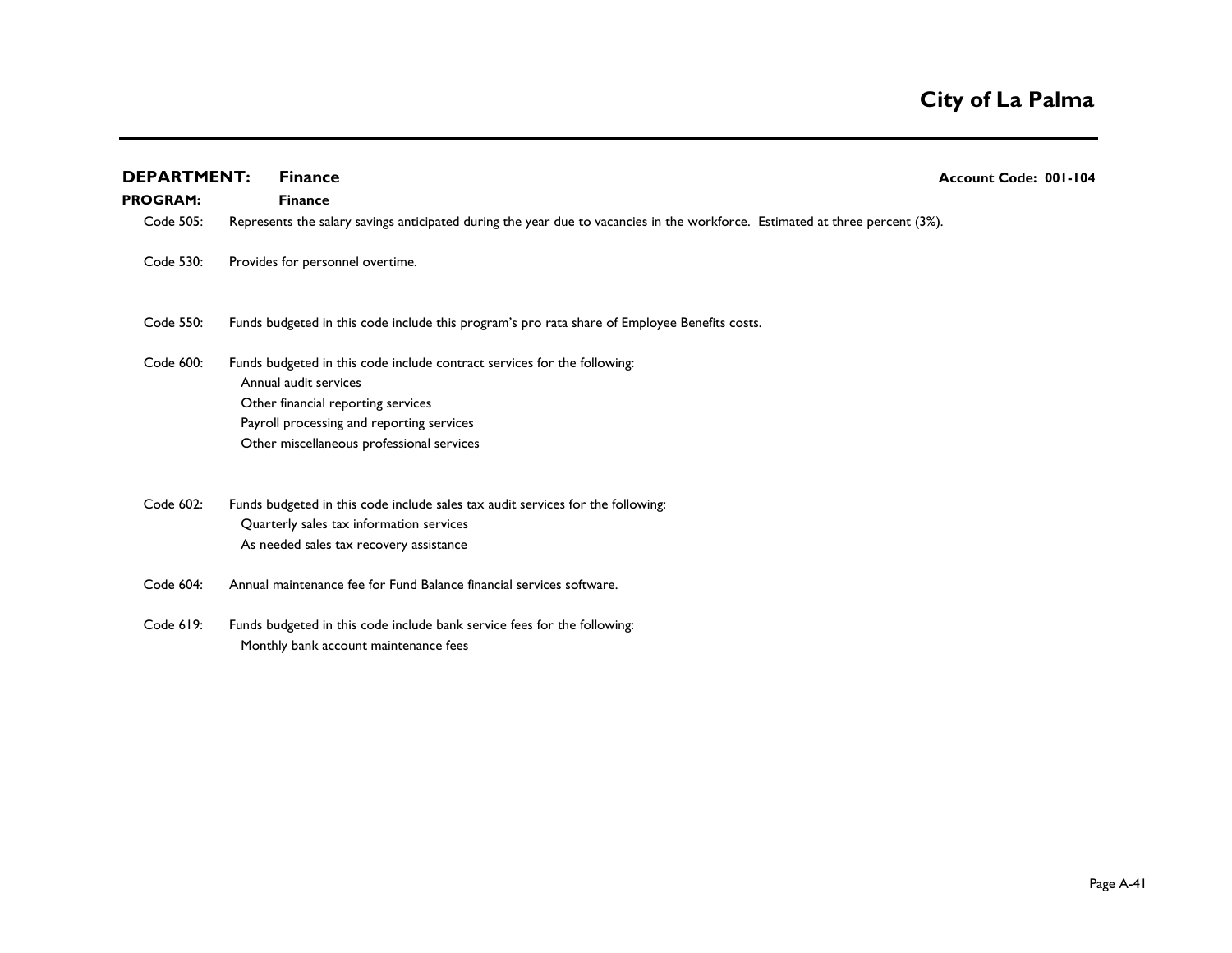**City of La Palma**

**DEPARTMENT:** **Finance** **Account Code: 001-104**

**PROGRAM:** **Finance**

Code 505: Represents the salary savings anticipated during the year due to vacancies in the workforce. Estimated at three percent (3%).

Code 530: Provides for personnel overtime.

Code 550: Funds budgeted in this code include this program's pro rata share of Employee Benefits costs.

Code 600: Funds budgeted in this code include contract services for the following:
- Annual audit services
- Other financial reporting services
- Payroll processing and reporting services
- Other miscellaneous professional services

Code 602: Funds budgeted in this code include sales tax audit services for the following:
- Quarterly sales tax information services
- As needed sales tax recovery assistance

Code 604: Annual maintenance fee for Fund Balance financial services software.

Code 619: Funds budgeted in this code include bank service fees for the following:
- Monthly bank account maintenance fees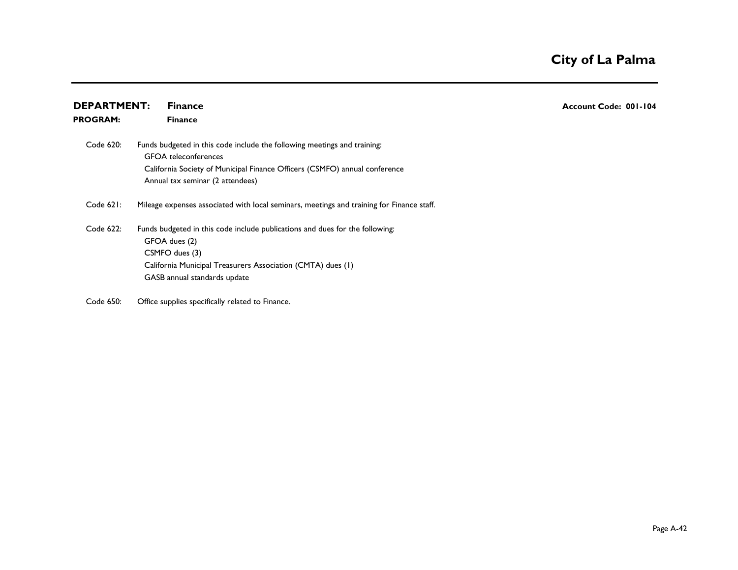# City of La Palma

**DEPARTMENT:** **Finance** **Account Code: 001-104**

**PROGRAM:** **Finance**

Code 620: Funds budgeted in this code include the following meetings and training:
- GFOA teleconferences
- California Society of Municipal Finance Officers (CSMFO) annual conference
- Annual tax seminar (2 attendees)

Code 621: Mileage expenses associated with local seminars, meetings and training for Finance staff.

Code 622: Funds budgeted in this code include publications and dues for the following:
- GFOA dues (2)
- CSMFO dues (3)
- California Municipal Treasurers Association (CMTA) dues (1)
- GASB annual standards update

Code 650: Office supplies specifically related to Finance.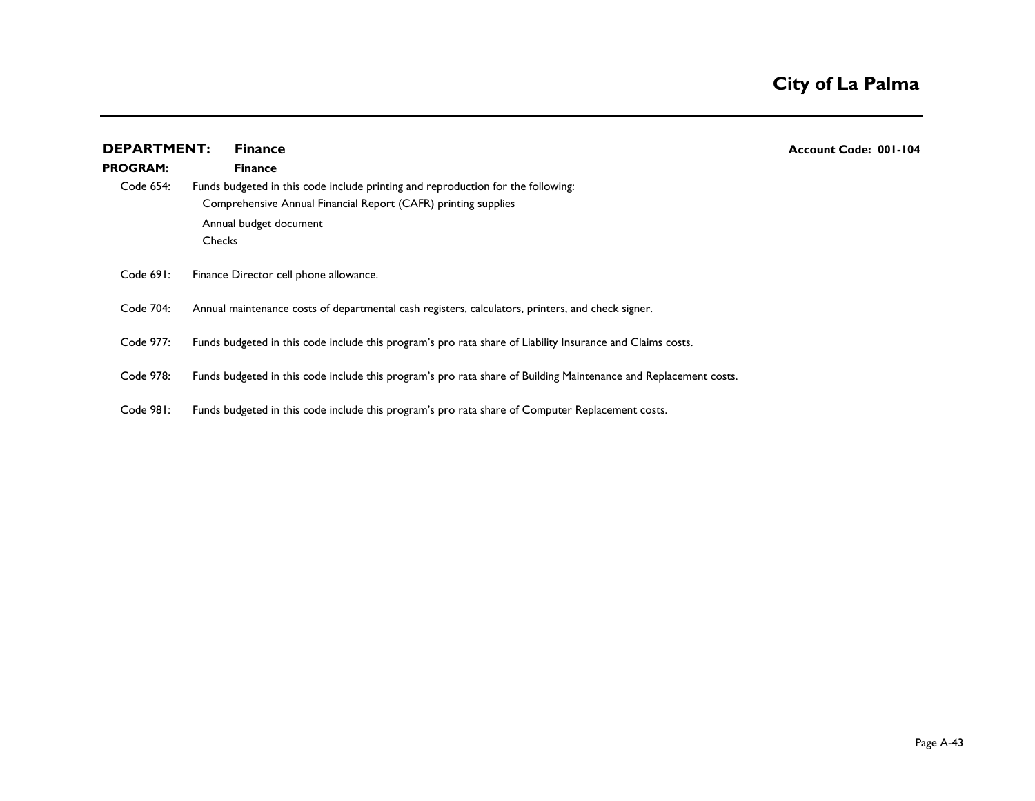**DEPARTMENT:** **Finance** **Account Code: 001-104**

**PROGRAM:** **Finance**

Code 654: Funds budgeted in this code include printing and reproduction for the following:

- Comprehensive Annual Financial Report (CAFR) printing supplies
- Annual budget document
- Checks

Code 691: Finance Director cell phone allowance.

Code 704: Annual maintenance costs of departmental cash registers, calculators, printers, and check signer.

Code 977: Funds budgeted in this code include this program's pro rata share of Liability Insurance and Claims costs.

Code 978: Funds budgeted in this code include this program's pro rata share of Building Maintenance and Replacement costs.

Code 981: Funds budgeted in this code include this program's pro rata share of Computer Replacement costs.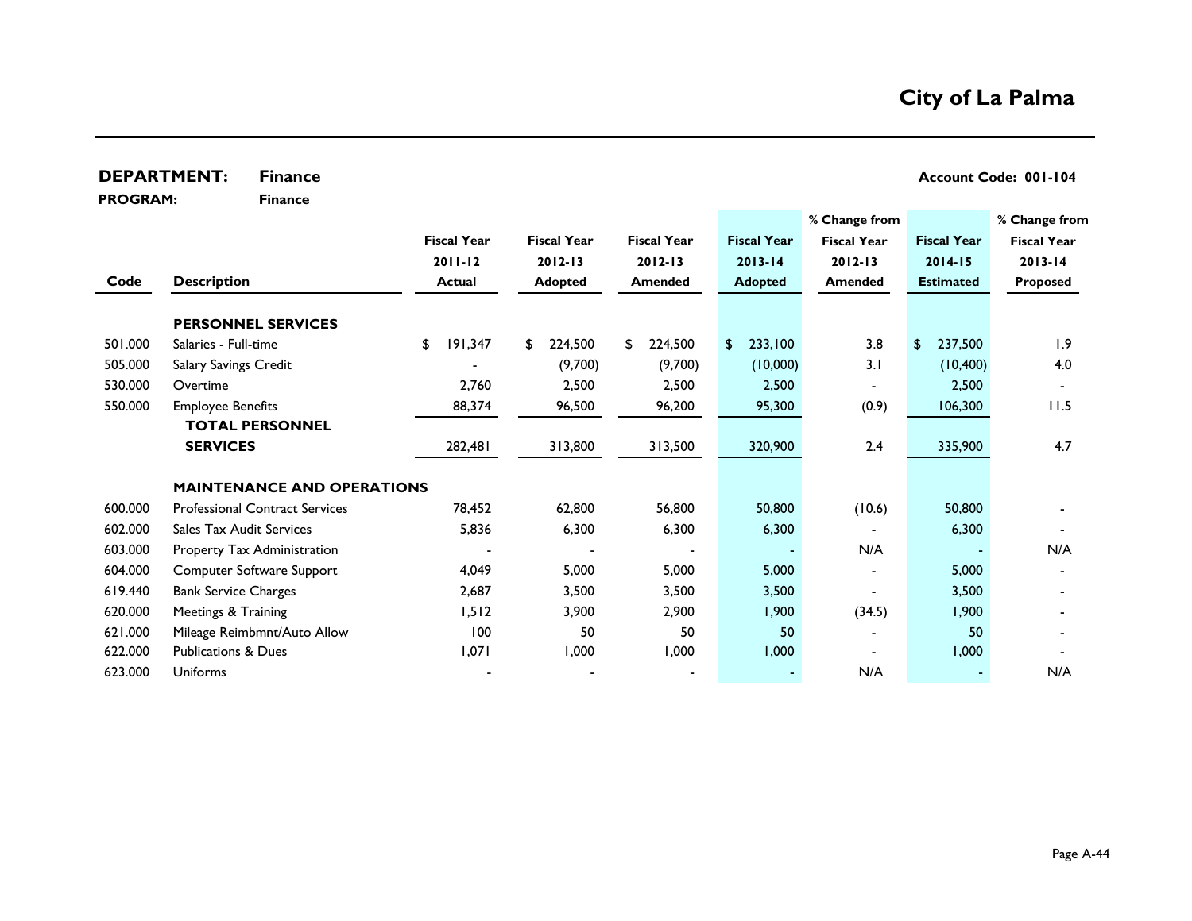# City of La Palma

**DEPARTMENT:** **Finance** **Account Code: 001-104**

**PROGRAM:** **Finance**

| Code | Description | Fiscal Year 2011-12 Actual | Fiscal Year 2012-13 Adopted | Fiscal Year 2012-13 Amended | Fiscal Year 2013-14 Adopted | % Change from Fiscal Year 2012-13 Amended | Fiscal Year 2014-15 Estimated | % Change from Fiscal Year 2013-14 Proposed |
|---|---|---|---|---|---|---|---|---|
| | **PERSONNEL SERVICES** | | | | | | | |
| 501.000 | Salaries - Full-time | $ 191,347 | $ 224,500 | $ 224,500 | $ 233,100 | 3.8 | $ 237,500 | 1.9 |
| 505.000 | Salary Savings Credit | - | (9,700) | (9,700) | (10,000) | 3.1 | (10,400) | 4.0 |
| 530.000 | Overtime | 2,760 | 2,500 | 2,500 | 2,500 | - | 2,500 | - |
| 550.000 | Employee Benefits | 88,374 | 96,500 | 96,200 | 95,300 | (0.9) | 106,300 | 11.5 |
| | **TOTAL PERSONNEL SERVICES** | 282,481 | 313,800 | 313,500 | 320,900 | 2.4 | 335,900 | 4.7 |
| | **MAINTENANCE AND OPERATIONS** | | | | | | | |
| 600.000 | Professional Contract Services | 78,452 | 62,800 | 56,800 | 50,800 | (10.6) | 50,800 | - |
| 602.000 | Sales Tax Audit Services | 5,836 | 6,300 | 6,300 | 6,300 | - | 6,300 | - |
| 603.000 | Property Tax Administration | - | - | - | - | N/A | - | N/A |
| 604.000 | Computer Software Support | 4,049 | 5,000 | 5,000 | 5,000 | - | 5,000 | - |
| 619.440 | Bank Service Charges | 2,687 | 3,500 | 3,500 | 3,500 | - | 3,500 | - |
| 620.000 | Meetings & Training | 1,512 | 3,900 | 2,900 | 1,900 | (34.5) | 1,900 | - |
| 621.000 | Mileage Reimbmnt/Auto Allow | 100 | 50 | 50 | 50 | - | 50 | - |
| 622.000 | Publications & Dues | 1,071 | 1,000 | 1,000 | 1,000 | - | 1,000 | - |
| 623.000 | Uniforms | - | - | - | - | N/A | - | N/A |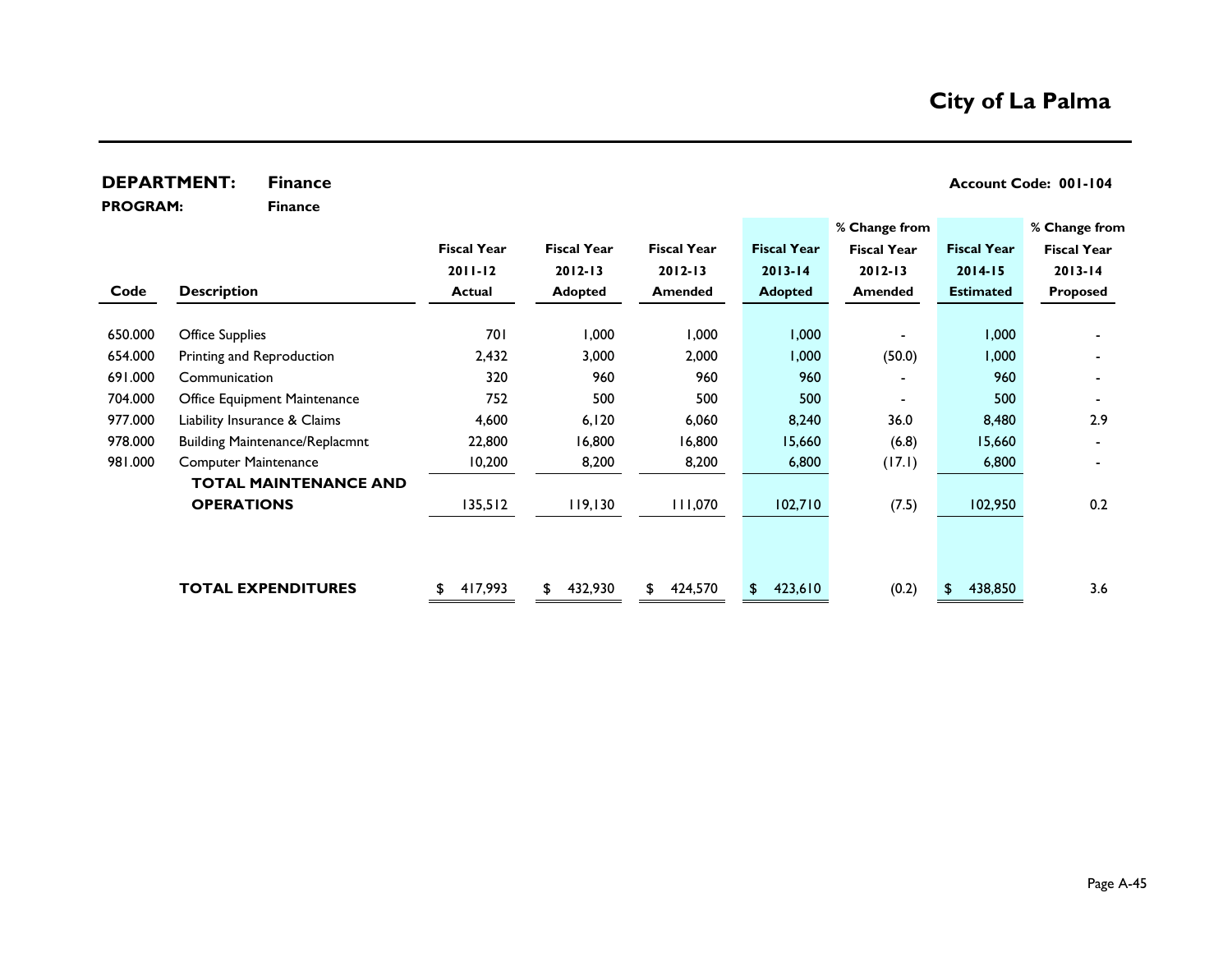## City of La Palma

**DEPARTMENT:** **Finance** **Account Code: 001-104**

**PROGRAM:** **Finance**

| Code | Description | Fiscal Year 2011-12 Actual | Fiscal Year 2012-13 Adopted | Fiscal Year 2012-13 Amended | Fiscal Year 2013-14 Adopted | % Change from Fiscal Year 2012-13 Amended | Fiscal Year 2014-15 Estimated | % Change from Fiscal Year 2013-14 Proposed |
|---|---|---|---|---|---|---|---|---|
| 650.000 | Office Supplies | 701 | 1,000 | 1,000 | 1,000 | - | 1,000 | - |
| 654.000 | Printing and Reproduction | 2,432 | 3,000 | 2,000 | 1,000 | (50.0) | 1,000 | - |
| 691.000 | Communication | 320 | 960 | 960 | 960 | - | 960 | - |
| 704.000 | Office Equipment Maintenance | 752 | 500 | 500 | 500 | - | 500 | - |
| 977.000 | Liability Insurance & Claims | 4,600 | 6,120 | 6,060 | 8,240 | 36.0 | 8,480 | 2.9 |
| 978.000 | Building Maintenance/Replacmnt | 22,800 | 16,800 | 16,800 | 15,660 | (6.8) | 15,660 | - |
| 981.000 | Computer Maintenance | 10,200 | 8,200 | 8,200 | 6,800 | (17.1) | 6,800 | - |
| | **TOTAL MAINTENANCE AND OPERATIONS** | 135,512 | 119,130 | 111,070 | 102,710 | (7.5) | 102,950 | 0.2 |
| | **TOTAL EXPENDITURES** | $ 417,993 | $ 432,930 | $ 424,570 | $ 423,610 | (0.2) | $ 438,850 | 3.6 |